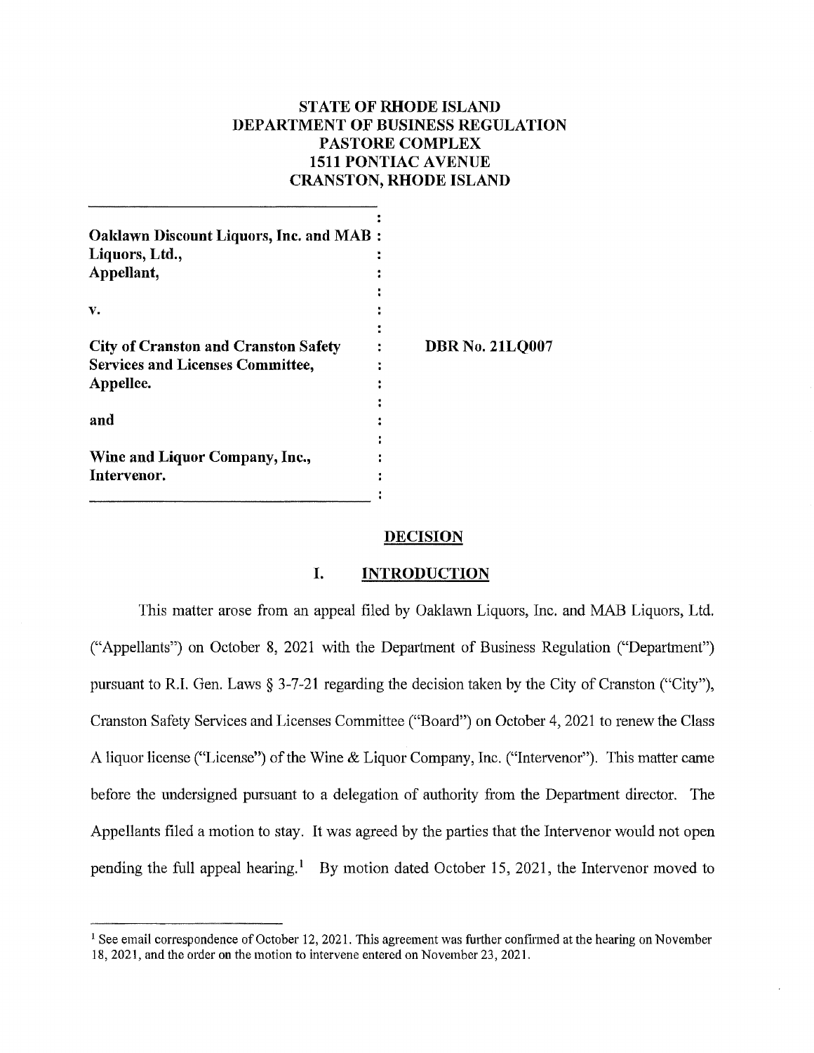**STATE OF RHODE ISLAND**
**DEPARTMENT OF BUSINESS REGULATION**
**PASTORE COMPLEX**
**1511 PONTIAC AVENUE**
**CRANSTON, RHODE ISLAND**

| | |
|---|---|
| **Oaklawn Discount Liquors, Inc. and MAB Liquors, Ltd.,** **Appellant,** | |
| **v.** | |
| **City of Cranston and Cranston Safety Services and Licenses Committee,** **Appellee.** | **DBR No. 21LQ007** |
| **and** | |
| **Wine and Liquor Company, Inc.,** **Intervenor.** | |

## DECISION

### I. INTRODUCTION

This matter arose from an appeal filed by Oaklawn Liquors, Inc. and MAB Liquors, Ltd. ("Appellants") on October 8, 2021 with the Department of Business Regulation ("Department") pursuant to R.I. Gen. Laws § 3-7-21 regarding the decision taken by the City of Cranston ("City"), Cranston Safety Services and Licenses Committee ("Board") on October 4, 2021 to renew the Class A liquor license ("License") of the Wine & Liquor Company, Inc. ("Intervenor"). This matter came before the undersigned pursuant to a delegation of authority from the Department director. The Appellants filed a motion to stay. It was agreed by the parties that the Intervenor would not open pending the full appeal hearing.[1] By motion dated October 15, 2021, the Intervenor moved to

[1] See email correspondence of October 12, 2021. This agreement was further confirmed at the hearing on November 18, 2021, and the order on the motion to intervene entered on November 23, 2021.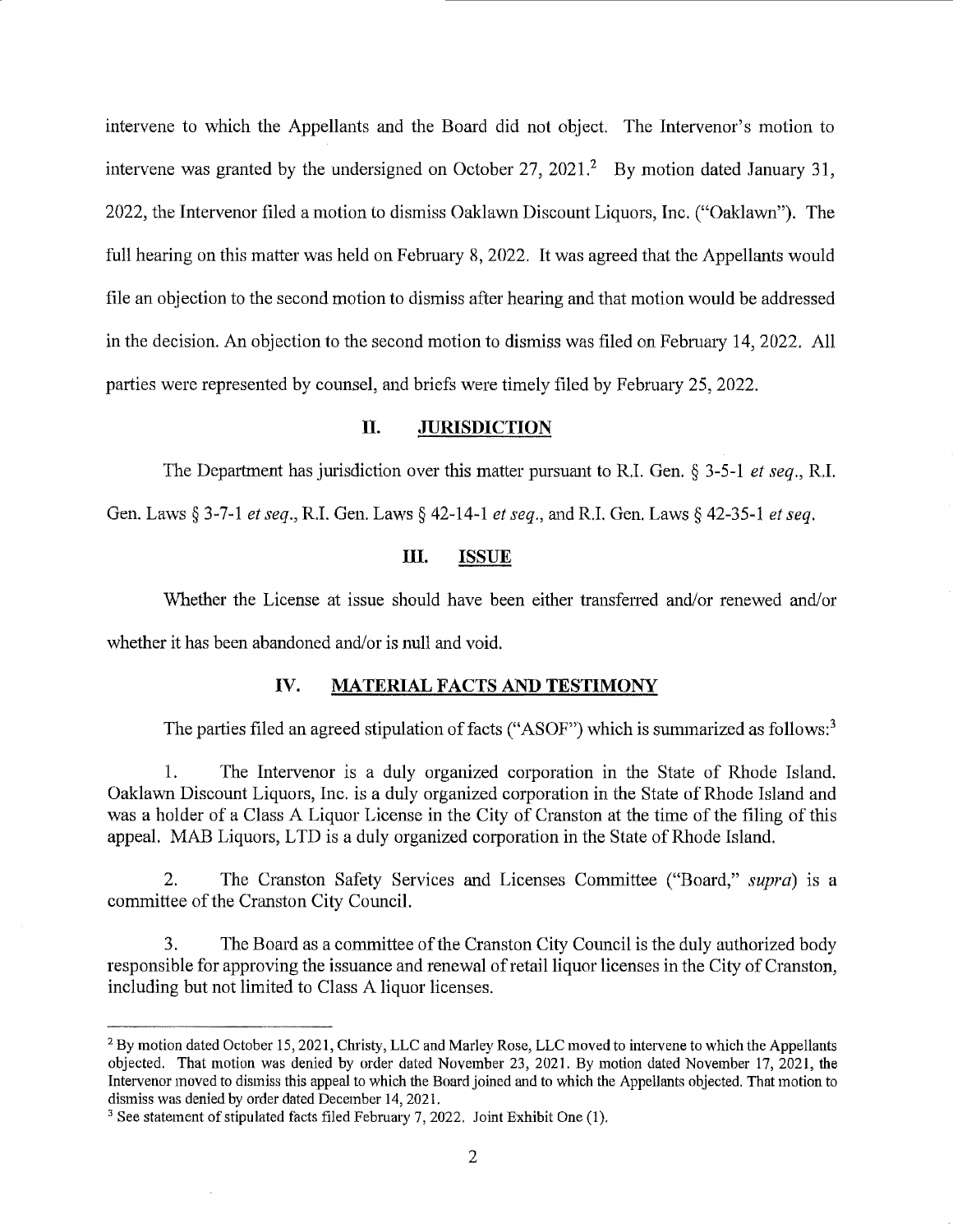intervene to which the Appellants and the Board did not object. The Intervenor's motion to intervene was granted by the undersigned on October 27, 2021.[2] By motion dated January 31, 2022, the Intervenor filed a motion to dismiss Oaklawn Discount Liquors, Inc. ("Oaklawn"). The full hearing on this matter was held on February 8, 2022. It was agreed that the Appellants would file an objection to the second motion to dismiss after hearing and that motion would be addressed in the decision. An objection to the second motion to dismiss was filed on February 14, 2022. All parties were represented by counsel, and briefs were timely filed by February 25, 2022.

## II. JURISDICTION

The Department has jurisdiction over this matter pursuant to R.I. Gen. § 3-5-1 *et seq*., R.I. Gen. Laws § 3-7-1 *et seq*., R.I. Gen. Laws § 42-14-1 *et seq*., and R.I. Gen. Laws § 42-35-1 *et seq*.

## III. ISSUE

Whether the License at issue should have been either transferred and/or renewed and/or whether it has been abandoned and/or is null and void.

## IV. MATERIAL FACTS AND TESTIMONY

The parties filed an agreed stipulation of facts ("ASOF") which is summarized as follows:[3]

1. The Intervenor is a duly organized corporation in the State of Rhode Island. Oaklawn Discount Liquors, Inc. is a duly organized corporation in the State of Rhode Island and was a holder of a Class A Liquor License in the City of Cranston at the time of the filing of this appeal. MAB Liquors, LTD is a duly organized corporation in the State of Rhode Island.

2. The Cranston Safety Services and Licenses Committee ("Board," *supra*) is a committee of the Cranston City Council.

3. The Board as a committee of the Cranston City Council is the duly authorized body responsible for approving the issuance and renewal of retail liquor licenses in the City of Cranston, including but not limited to Class A liquor licenses.

---

[2] By motion dated October 15, 2021, Christy, LLC and Marley Rose, LLC moved to intervene to which the Appellants objected. That motion was denied by order dated November 23, 2021. By motion dated November 17, 2021, the Intervenor moved to dismiss this appeal to which the Board joined and to which the Appellants objected. That motion to dismiss was denied by order dated December 14, 2021.

[3] See statement of stipulated facts filed February 7, 2022. Joint Exhibit One (1).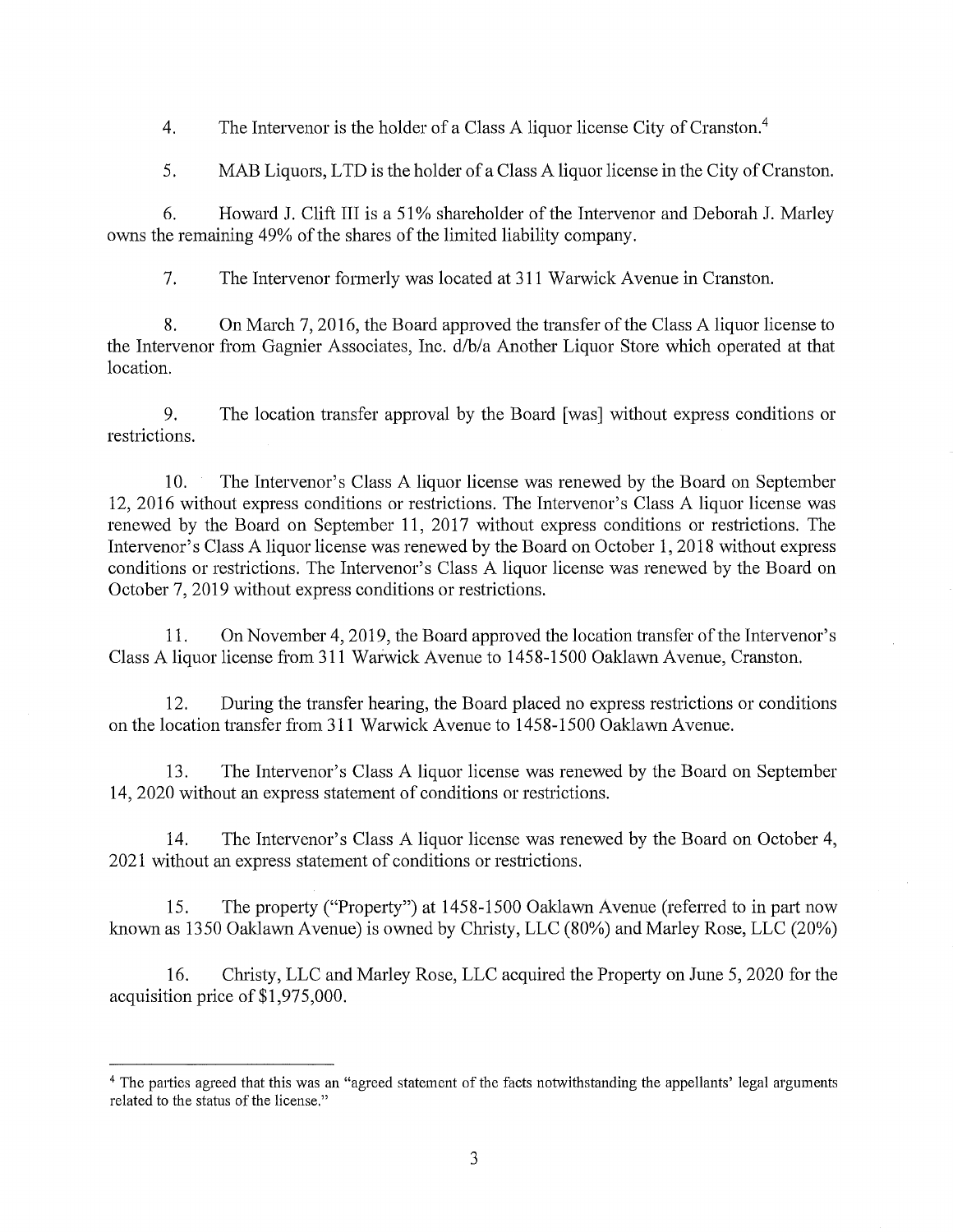4. The Intervenor is the holder of a Class A liquor license City of Cranston.[4]

5. MAB Liquors, LTD is the holder of a Class A liquor license in the City of Cranston.

6. Howard J. Clift III is a 51% shareholder of the Intervenor and Deborah J. Marley owns the remaining 49% of the shares of the limited liability company.

7. The Intervenor formerly was located at 311 Warwick Avenue in Cranston.

8. On March 7, 2016, the Board approved the transfer of the Class A liquor license to the Intervenor from Gagnier Associates, Inc. d/b/a Another Liquor Store which operated at that location.

9. The location transfer approval by the Board [was] without express conditions or restrictions.

10. The Intervenor's Class A liquor license was renewed by the Board on September 12, 2016 without express conditions or restrictions. The Intervenor's Class A liquor license was renewed by the Board on September 11, 2017 without express conditions or restrictions. The Intervenor's Class A liquor license was renewed by the Board on October 1, 2018 without express conditions or restrictions. The Intervenor's Class A liquor license was renewed by the Board on October 7, 2019 without express conditions or restrictions.

11. On November 4, 2019, the Board approved the location transfer of the Intervenor's Class A liquor license from 311 Warwick Avenue to 1458-1500 Oaklawn Avenue, Cranston.

12. During the transfer hearing, the Board placed no express restrictions or conditions on the location transfer from 311 Warwick Avenue to 1458-1500 Oaklawn Avenue.

13. The Intervenor's Class A liquor license was renewed by the Board on September 14, 2020 without an express statement of conditions or restrictions.

14. The Intervenor's Class A liquor license was renewed by the Board on October 4, 2021 without an express statement of conditions or restrictions.

15. The property ("Property") at 1458-1500 Oaklawn Avenue (referred to in part now known as 1350 Oaklawn Avenue) is owned by Christy, LLC (80%) and Marley Rose, LLC (20%)

16. Christy, LLC and Marley Rose, LLC acquired the Property on June 5, 2020 for the acquisition price of $1,975,000.

---

[4] The parties agreed that this was an "agreed statement of the facts notwithstanding the appellants' legal arguments related to the status of the license."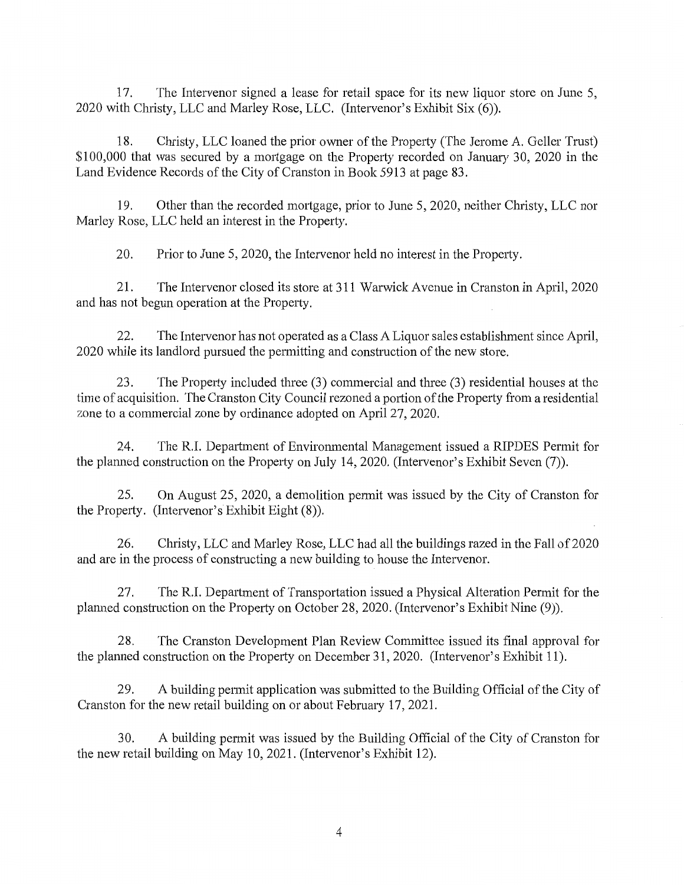17. The Intervenor signed a lease for retail space for its new liquor store on June 5, 2020 with Christy, LLC and Marley Rose, LLC. (Intervenor's Exhibit Six (6)).

18. Christy, LLC loaned the prior owner of the Property (The Jerome A. Geller Trust) $100,000 that was secured by a mortgage on the Property recorded on January 30, 2020 in the Land Evidence Records of the City of Cranston in Book 5913 at page 83.

19. Other than the recorded mortgage, prior to June 5, 2020, neither Christy, LLC nor Marley Rose, LLC held an interest in the Property.

20. Prior to June 5, 2020, the Intervenor held no interest in the Property.

21. The Intervenor closed its store at 311 Warwick Avenue in Cranston in April, 2020 and has not begun operation at the Property.

22. The Intervenor has not operated as a Class A Liquor sales establishment since April, 2020 while its landlord pursued the permitting and construction of the new store.

23. The Property included three (3) commercial and three (3) residential houses at the time of acquisition. The Cranston City Council rezoned a portion of the Property from a residential zone to a commercial zone by ordinance adopted on April 27, 2020.

24. The R.I. Department of Environmental Management issued a RIPDES Permit for the planned construction on the Property on July 14, 2020. (Intervenor's Exhibit Seven (7)).

25. On August 25, 2020, a demolition permit was issued by the City of Cranston for the Property. (Intervenor's Exhibit Eight (8)).

26. Christy, LLC and Marley Rose, LLC had all the buildings razed in the Fall of 2020 and are in the process of constructing a new building to house the Intervenor.

27. The R.I. Department of Transportation issued a Physical Alteration Permit for the planned construction on the Property on October 28, 2020. (Intervenor's Exhibit Nine (9)).

28. The Cranston Development Plan Review Committee issued its final approval for the planned construction on the Property on December 31, 2020. (Intervenor's Exhibit 11).

29. A building permit application was submitted to the Building Official of the City of Cranston for the new retail building on or about February 17, 2021.

30. A building permit was issued by the Building Official of the City of Cranston for the new retail building on May 10, 2021. (Intervenor's Exhibit 12).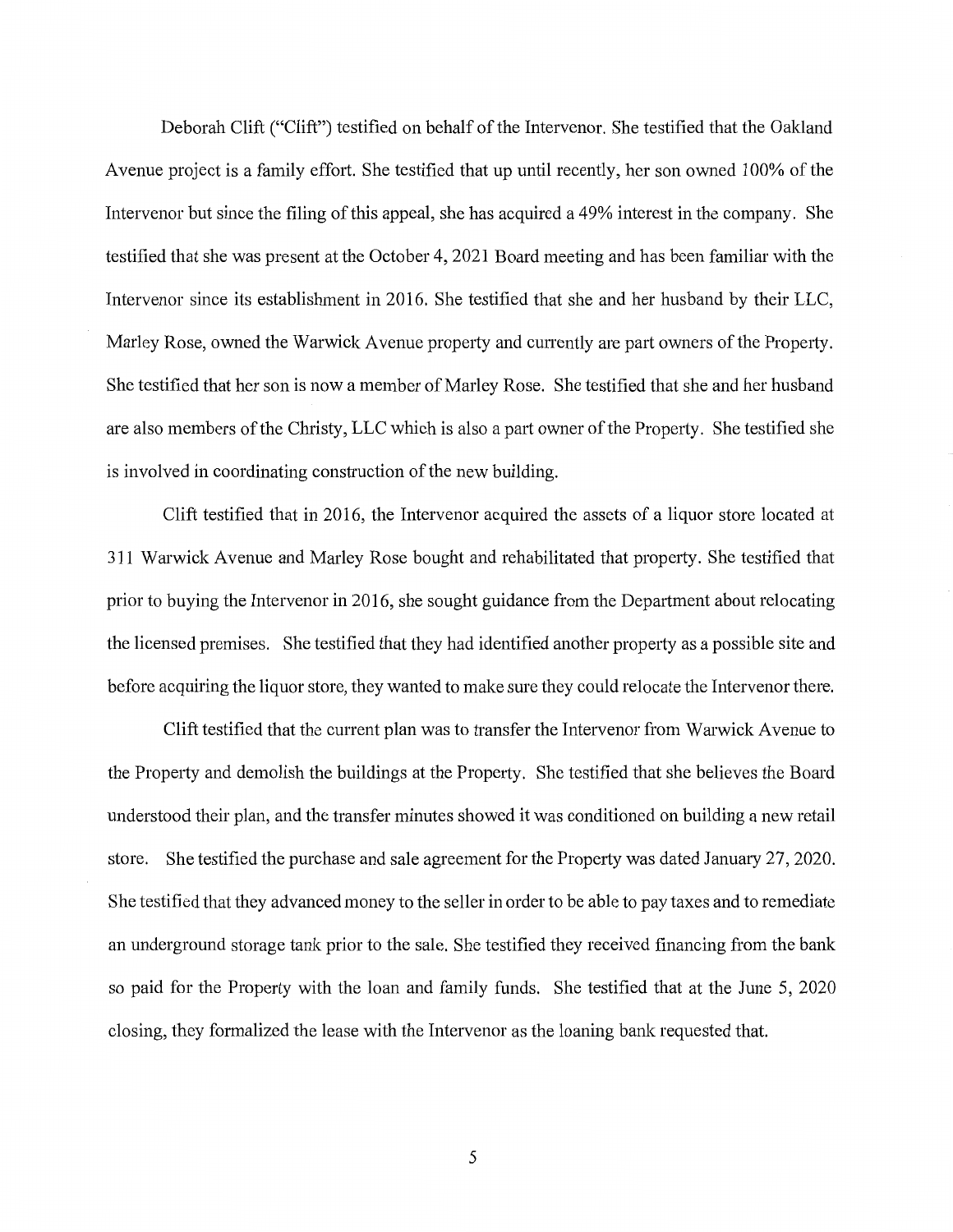Deborah Clift ("Clift") testified on behalf of the Intervenor. She testified that the Oakland Avenue project is a family effort. She testified that up until recently, her son owned 100% of the Intervenor but since the filing of this appeal, she has acquired a 49% interest in the company. She testified that she was present at the October 4, 2021 Board meeting and has been familiar with the Intervenor since its establishment in 2016. She testified that she and her husband by their LLC, Marley Rose, owned the Warwick Avenue property and currently are part owners of the Property. She testified that her son is now a member of Marley Rose. She testified that she and her husband are also members of the Christy, LLC which is also a part owner of the Property. She testified she is involved in coordinating construction of the new building.

Clift testified that in 2016, the Intervenor acquired the assets of a liquor store located at 311 Warwick Avenue and Marley Rose bought and rehabilitated that property. She testified that prior to buying the Intervenor in 2016, she sought guidance from the Department about relocating the licensed premises. She testified that they had identified another property as a possible site and before acquiring the liquor store, they wanted to make sure they could relocate the Intervenor there.

Clift testified that the current plan was to transfer the Intervenor from Warwick Avenue to the Property and demolish the buildings at the Property. She testified that she believes the Board understood their plan, and the transfer minutes showed it was conditioned on building a new retail store. She testified the purchase and sale agreement for the Property was dated January 27, 2020. She testified that they advanced money to the seller in order to be able to pay taxes and to remediate an underground storage tank prior to the sale. She testified they received financing from the bank so paid for the Property with the loan and family funds. She testified that at the June 5, 2020 closing, they formalized the lease with the Intervenor as the loaning bank requested that.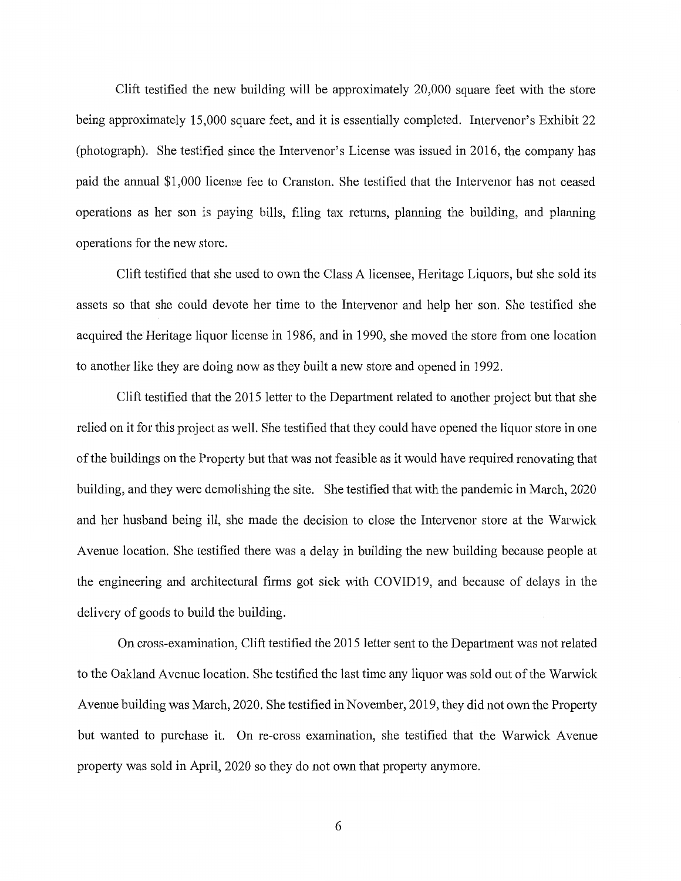Clift testified the new building will be approximately 20,000 square feet with the store being approximately 15,000 square feet, and it is essentially completed. Intervenor's Exhibit 22 (photograph). She testified since the Intervenor's License was issued in 2016, the company has paid the annual $1,000 license fee to Cranston. She testified that the Intervenor has not ceased operations as her son is paying bills, filing tax returns, planning the building, and planning operations for the new store.

Clift testified that she used to own the Class A licensee, Heritage Liquors, but she sold its assets so that she could devote her time to the Intervenor and help her son. She testified she acquired the Heritage liquor license in 1986, and in 1990, she moved the store from one location to another like they are doing now as they built a new store and opened in 1992.

Clift testified that the 2015 letter to the Department related to another project but that she relied on it for this project as well. She testified that they could have opened the liquor store in one of the buildings on the Property but that was not feasible as it would have required renovating that building, and they were demolishing the site. She testified that with the pandemic in March, 2020 and her husband being ill, she made the decision to close the Intervenor store at the Warwick Avenue location. She testified there was a delay in building the new building because people at the engineering and architectural firms got sick with COVID19, and because of delays in the delivery of goods to build the building.

On cross-examination, Clift testified the 2015 letter sent to the Department was not related to the Oakland Avenue location. She testified the last time any liquor was sold out of the Warwick Avenue building was March, 2020. She testified in November, 2019, they did not own the Property but wanted to purchase it. On re-cross examination, she testified that the Warwick Avenue property was sold in April, 2020 so they do not own that property anymore.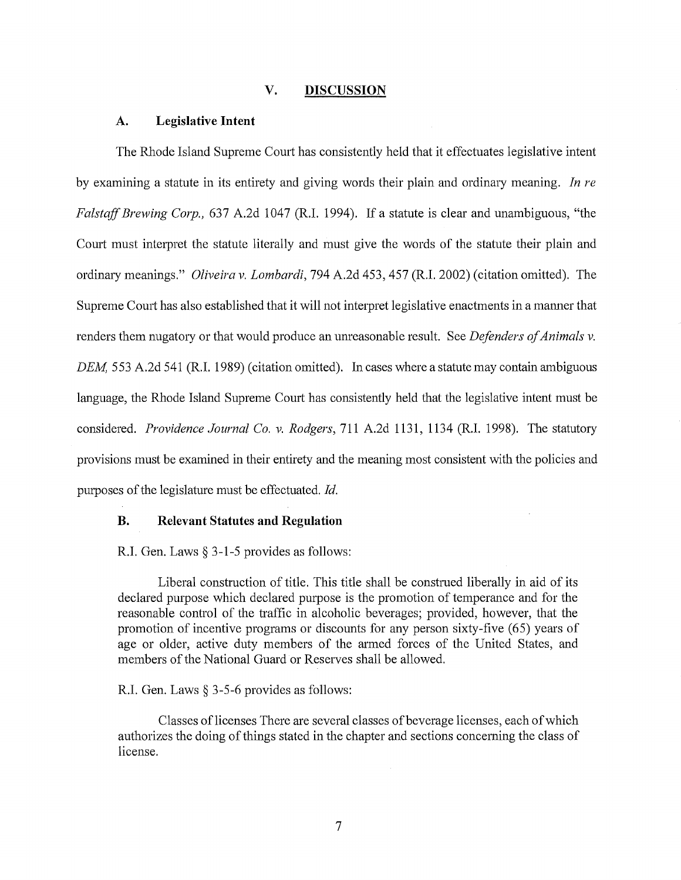## V. DISCUSSION

### A. Legislative Intent

The Rhode Island Supreme Court has consistently held that it effectuates legislative intent by examining a statute in its entirety and giving words their plain and ordinary meaning. *In re Falstaff Brewing Corp.*, 637 A.2d 1047 (R.I. 1994). If a statute is clear and unambiguous, "the Court must interpret the statute literally and must give the words of the statute their plain and ordinary meanings." *Oliveira v. Lombardi*, 794 A.2d 453, 457 (R.I. 2002) (citation omitted). The Supreme Court has also established that it will not interpret legislative enactments in a manner that renders them nugatory or that would produce an unreasonable result. See *Defenders of Animals v. DEM*, 553 A.2d 541 (R.I. 1989) (citation omitted). In cases where a statute may contain ambiguous language, the Rhode Island Supreme Court has consistently held that the legislative intent must be considered. *Providence Journal Co. v. Rodgers*, 711 A.2d 1131, 1134 (R.I. 1998). The statutory provisions must be examined in their entirety and the meaning most consistent with the policies and purposes of the legislature must be effectuated. *Id.*

### B. Relevant Statutes and Regulation

R.I. Gen. Laws § 3-1-5 provides as follows:

> Liberal construction of title. This title shall be construed liberally in aid of its declared purpose which declared purpose is the promotion of temperance and for the reasonable control of the traffic in alcoholic beverages; provided, however, that the promotion of incentive programs or discounts for any person sixty-five (65) years of age or older, active duty members of the armed forces of the United States, and members of the National Guard or Reserves shall be allowed.

R.I. Gen. Laws § 3-5-6 provides as follows:

> Classes of licenses There are several classes of beverage licenses, each of which authorizes the doing of things stated in the chapter and sections concerning the class of license.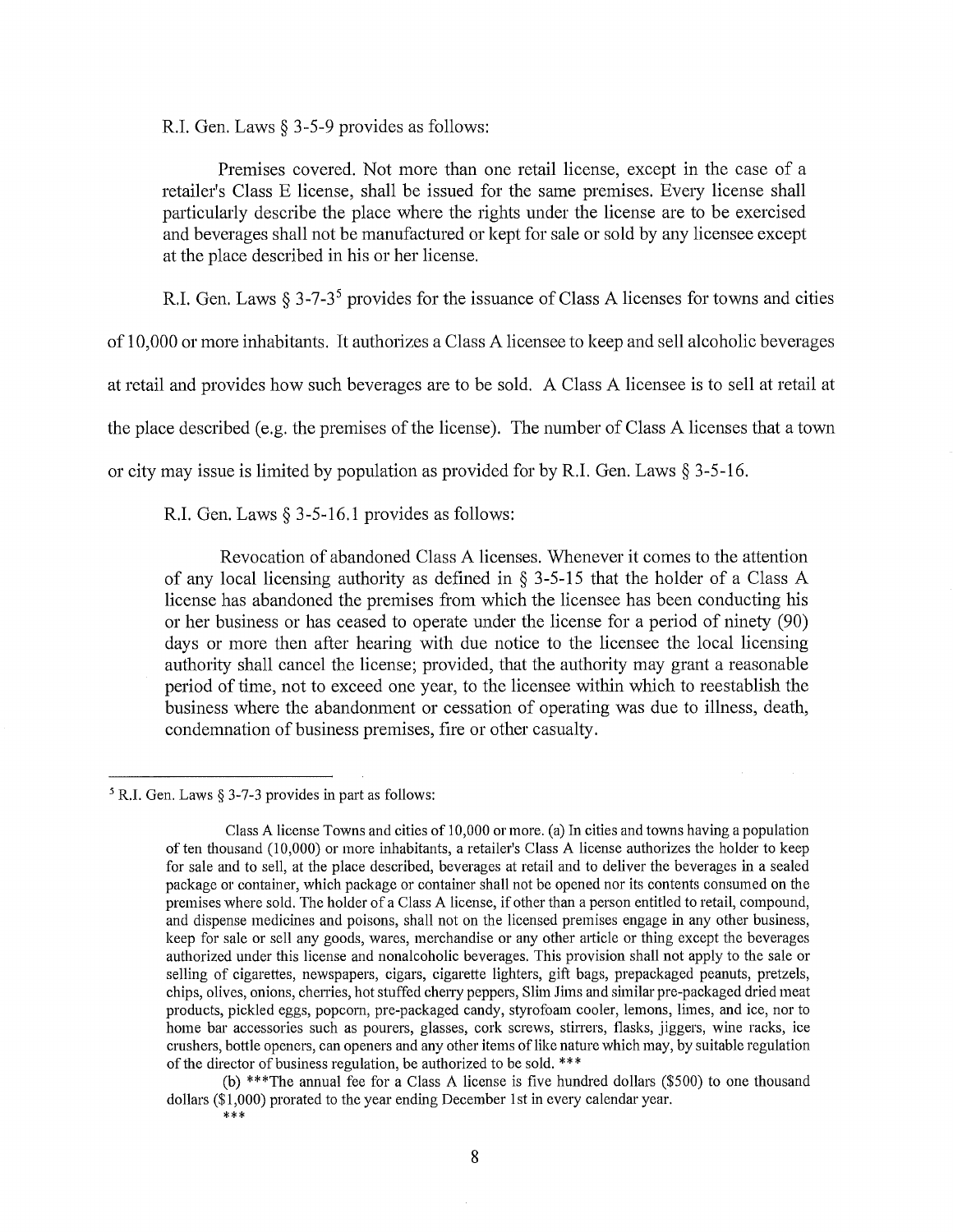R.I. Gen. Laws § 3-5-9 provides as follows:

> Premises covered. Not more than one retail license, except in the case of a retailer's Class E license, shall be issued for the same premises. Every license shall particularly describe the place where the rights under the license are to be exercised and beverages shall not be manufactured or kept for sale or sold by any licensee except at the place described in his or her license.

R.I. Gen. Laws § 3-7-3[5] provides for the issuance of Class A licenses for towns and cities of 10,000 or more inhabitants. It authorizes a Class A licensee to keep and sell alcoholic beverages at retail and provides how such beverages are to be sold. A Class A licensee is to sell at retail at the place described (e.g. the premises of the license). The number of Class A licenses that a town or city may issue is limited by population as provided for by R.I. Gen. Laws § 3-5-16.

R.I. Gen. Laws § 3-5-16.1 provides as follows:

> Revocation of abandoned Class A licenses. Whenever it comes to the attention of any local licensing authority as defined in § 3-5-15 that the holder of a Class A license has abandoned the premises from which the licensee has been conducting his or her business or has ceased to operate under the license for a period of ninety (90) days or more then after hearing with due notice to the licensee the local licensing authority shall cancel the license; provided, that the authority may grant a reasonable period of time, not to exceed one year, to the licensee within which to reestablish the business where the abandonment or cessation of operating was due to illness, death, condemnation of business premises, fire or other casualty.

---

[5] R.I. Gen. Laws § 3-7-3 provides in part as follows:

> Class A license Towns and cities of 10,000 or more. (a) In cities and towns having a population of ten thousand (10,000) or more inhabitants, a retailer's Class A license authorizes the holder to keep for sale and to sell, at the place described, beverages at retail and to deliver the beverages in a sealed package or container, which package or container shall not be opened nor its contents consumed on the premises where sold. The holder of a Class A license, if other than a person entitled to retail, compound, and dispense medicines and poisons, shall not on the licensed premises engage in any other business, keep for sale or sell any goods, wares, merchandise or any other article or thing except the beverages authorized under this license and nonalcoholic beverages. This provision shall not apply to the sale or selling of cigarettes, newspapers, cigars, cigarette lighters, gift bags, prepackaged peanuts, pretzels, chips, olives, onions, cherries, hot stuffed cherry peppers, Slim Jims and similar pre-packaged dried meat products, pickled eggs, popcorn, pre-packaged candy, styrofoam cooler, lemons, limes, and ice, nor to home bar accessories such as pourers, glasses, cork screws, stirrers, flasks, jiggers, wine racks, ice crushers, bottle openers, can openers and any other items of like nature which may, by suitable regulation of the director of business regulation, be authorized to be sold. ***
>
> (b) ***The annual fee for a Class A license is five hundred dollars ($500) to one thousand dollars ($1,000) prorated to the year ending December 1st in every calendar year.
>
> ***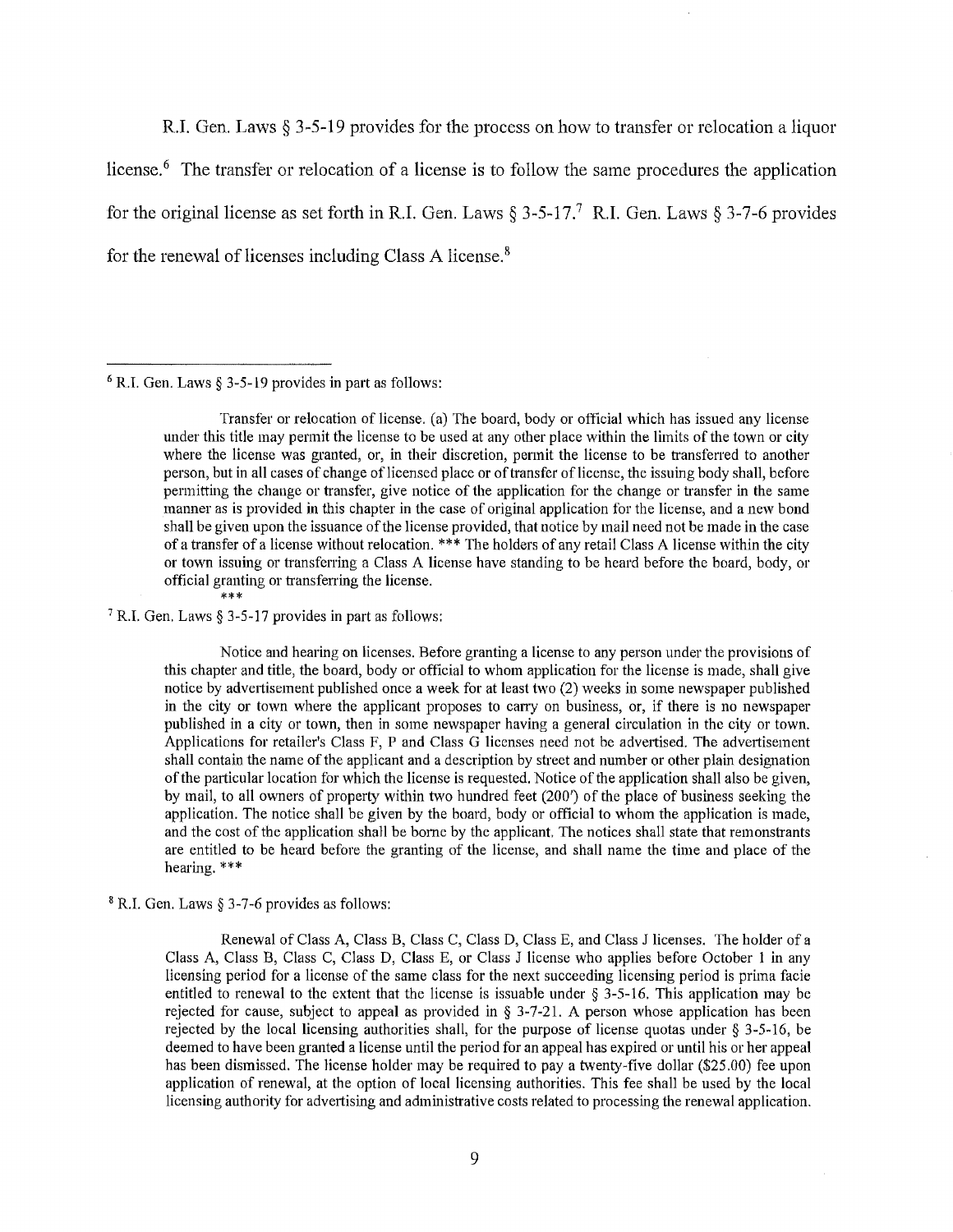R.I. Gen. Laws § 3-5-19 provides for the process on how to transfer or relocation a liquor license.[6] The transfer or relocation of a license is to follow the same procedures the application for the original license as set forth in R.I. Gen. Laws § 3-5-17.[7] R.I. Gen. Laws § 3-7-6 provides for the renewal of licenses including Class A license.[8]

---

[6] R.I. Gen. Laws § 3-5-19 provides in part as follows:

> Transfer or relocation of license. (a) The board, body or official which has issued any license under this title may permit the license to be used at any other place within the limits of the town or city where the license was granted, or, in their discretion, permit the license to be transferred to another person, but in all cases of change of licensed place or of transfer of license, the issuing body shall, before permitting the change or transfer, give notice of the application for the change or transfer in the same manner as is provided in this chapter in the case of original application for the license, and a new bond shall be given upon the issuance of the license provided, that notice by mail need not be made in the case of a transfer of a license without relocation. *** The holders of any retail Class A license within the city or town issuing or transferring a Class A license have standing to be heard before the board, body, or official granting or transferring the license.
> ***

[7] R.I. Gen. Laws § 3-5-17 provides in part as follows:

> Notice and hearing on licenses. Before granting a license to any person under the provisions of this chapter and title, the board, body or official to whom application for the license is made, shall give notice by advertisement published once a week for at least two (2) weeks in some newspaper published in the city or town where the applicant proposes to carry on business, or, if there is no newspaper published in a city or town, then in some newspaper having a general circulation in the city or town. Applications for retailer's Class F, P and Class G licenses need not be advertised. The advertisement shall contain the name of the applicant and a description by street and number or other plain designation of the particular location for which the license is requested. Notice of the application shall also be given, by mail, to all owners of property within two hundred feet (200') of the place of business seeking the application. The notice shall be given by the board, body or official to whom the application is made, and the cost of the application shall be borne by the applicant. The notices shall state that remonstrants are entitled to be heard before the granting of the license, and shall name the time and place of the hearing. ***

[8] R.I. Gen. Laws § 3-7-6 provides as follows:

> Renewal of Class A, Class B, Class C, Class D, Class E, and Class J licenses. The holder of a Class A, Class B, Class C, Class D, Class E, or Class J license who applies before October 1 in any licensing period for a license of the same class for the next succeeding licensing period is prima facie entitled to renewal to the extent that the license is issuable under § 3-5-16. This application may be rejected for cause, subject to appeal as provided in § 3-7-21. A person whose application has been rejected by the local licensing authorities shall, for the purpose of license quotas under § 3-5-16, be deemed to have been granted a license until the period for an appeal has expired or until his or her appeal has been dismissed. The license holder may be required to pay a twenty-five dollar ($25.00) fee upon application of renewal, at the option of local licensing authorities. This fee shall be used by the local licensing authority for advertising and administrative costs related to processing the renewal application.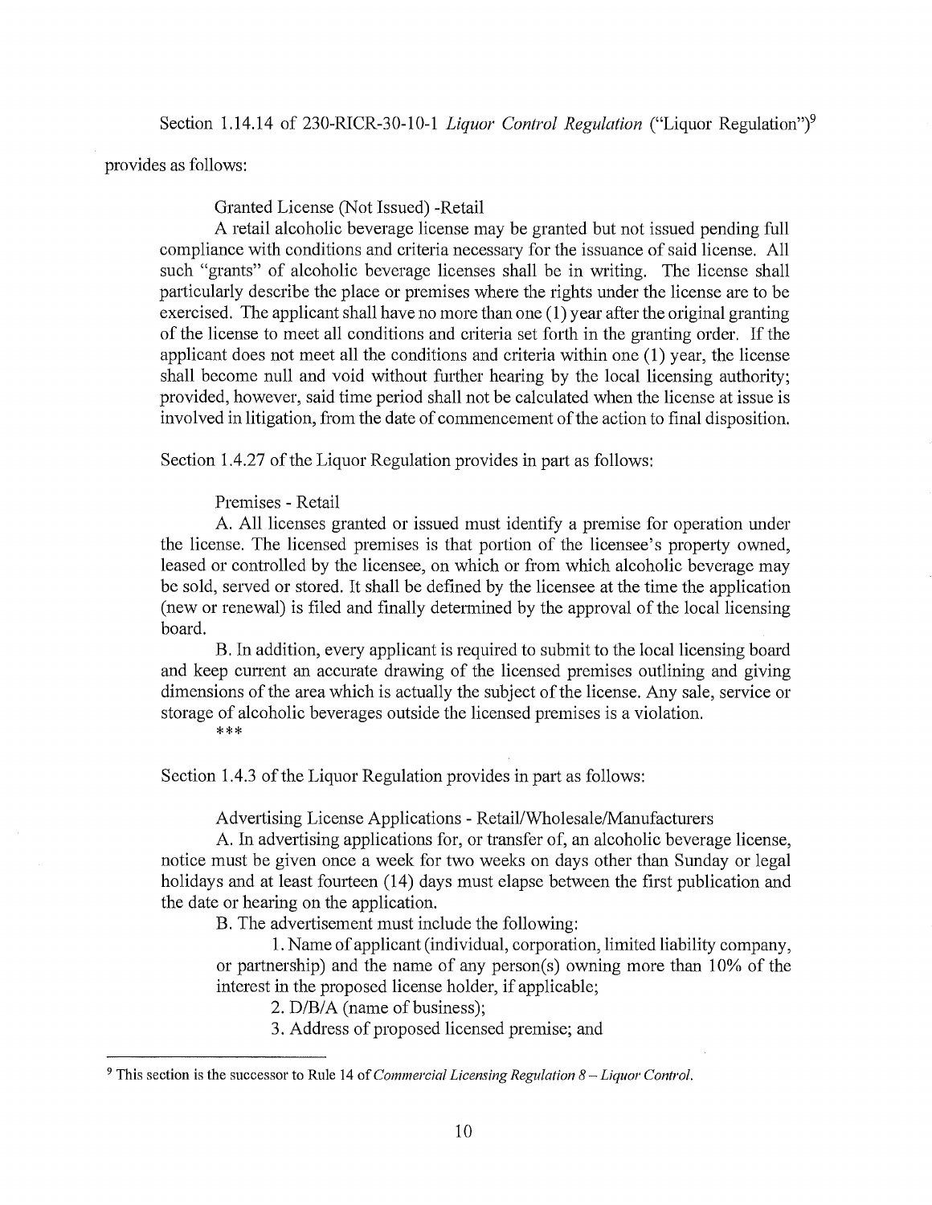Section 1.14.14 of 230-RICR-30-10-1 *Liquor Control Regulation* ("Liquor Regulation")[9] provides as follows:

> Granted License (Not Issued) -Retail
>
> A retail alcoholic beverage license may be granted but not issued pending full compliance with conditions and criteria necessary for the issuance of said license. All such "grants" of alcoholic beverage licenses shall be in writing. The license shall particularly describe the place or premises where the rights under the license are to be exercised. The applicant shall have no more than one (1) year after the original granting of the license to meet all conditions and criteria set forth in the granting order. If the applicant does not meet all the conditions and criteria within one (1) year, the license shall become null and void without further hearing by the local licensing authority; provided, however, said time period shall not be calculated when the license at issue is involved in litigation, from the date of commencement of the action to final disposition.

Section 1.4.27 of the Liquor Regulation provides in part as follows:

> Premises - Retail
>
> A. All licenses granted or issued must identify a premise for operation under the license. The licensed premises is that portion of the licensee's property owned, leased or controlled by the licensee, on which or from which alcoholic beverage may be sold, served or stored. It shall be defined by the licensee at the time the application (new or renewal) is filed and finally determined by the approval of the local licensing board.
>
> B. In addition, every applicant is required to submit to the local licensing board and keep current an accurate drawing of the licensed premises outlining and giving dimensions of the area which is actually the subject of the license. Any sale, service or storage of alcoholic beverages outside the licensed premises is a violation.
>
> ***

Section 1.4.3 of the Liquor Regulation provides in part as follows:

> Advertising License Applications - Retail/Wholesale/Manufacturers
>
> A. In advertising applications for, or transfer of, an alcoholic beverage license, notice must be given once a week for two weeks on days other than Sunday or legal holidays and at least fourteen (14) days must elapse between the first publication and the date or hearing on the application.
>
> B. The advertisement must include the following:
>
> 1. Name of applicant (individual, corporation, limited liability company, or partnership) and the name of any person(s) owning more than 10% of the interest in the proposed license holder, if applicable;
> 2. D/B/A (name of business);
> 3. Address of proposed licensed premise; and

---

[9] This section is the successor to Rule 14 of *Commercial Licensing Regulation 8 – Liquor Control*.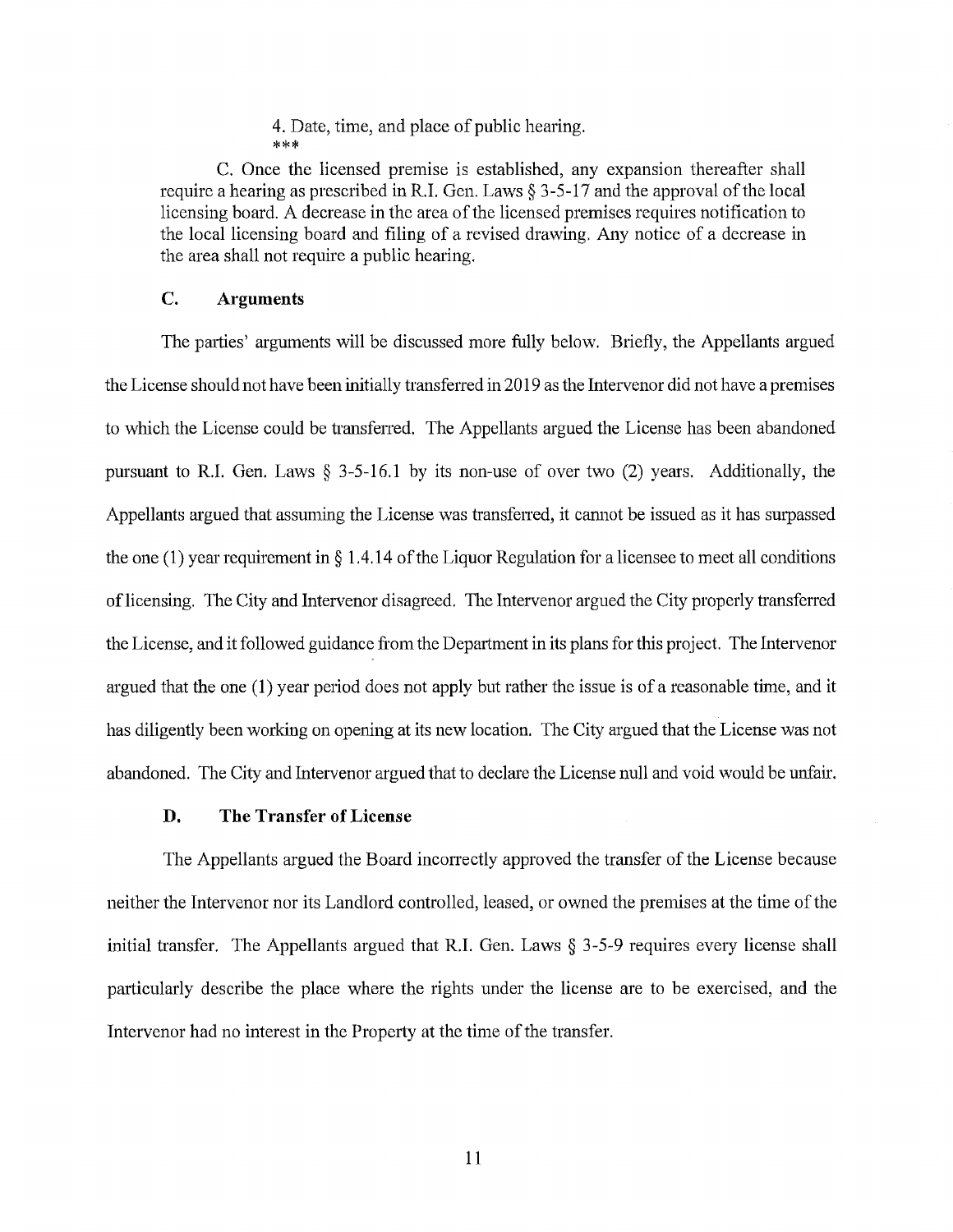4. Date, time, and place of public hearing.

***

C. Once the licensed premise is established, any expansion thereafter shall require a hearing as prescribed in R.I. Gen. Laws § 3-5-17 and the approval of the local licensing board. A decrease in the area of the licensed premises requires notification to the local licensing board and filing of a revised drawing. Any notice of a decrease in the area shall not require a public hearing.

### C. Arguments

The parties' arguments will be discussed more fully below. Briefly, the Appellants argued the License should not have been initially transferred in 2019 as the Intervenor did not have a premises to which the License could be transferred. The Appellants argued the License has been abandoned pursuant to R.I. Gen. Laws § 3-5-16.1 by its non-use of over two (2) years. Additionally, the Appellants argued that assuming the License was transferred, it cannot be issued as it has surpassed the one (1) year requirement in § 1.4.14 of the Liquor Regulation for a licensee to meet all conditions of licensing. The City and Intervenor disagreed. The Intervenor argued the City properly transferred the License, and it followed guidance from the Department in its plans for this project. The Intervenor argued that the one (1) year period does not apply but rather the issue is of a reasonable time, and it has diligently been working on opening at its new location. The City argued that the License was not abandoned. The City and Intervenor argued that to declare the License null and void would be unfair.

### D. The Transfer of License

The Appellants argued the Board incorrectly approved the transfer of the License because neither the Intervenor nor its Landlord controlled, leased, or owned the premises at the time of the initial transfer. The Appellants argued that R.I. Gen. Laws § 3-5-9 requires every license shall particularly describe the place where the rights under the license are to be exercised, and the Intervenor had no interest in the Property at the time of the transfer.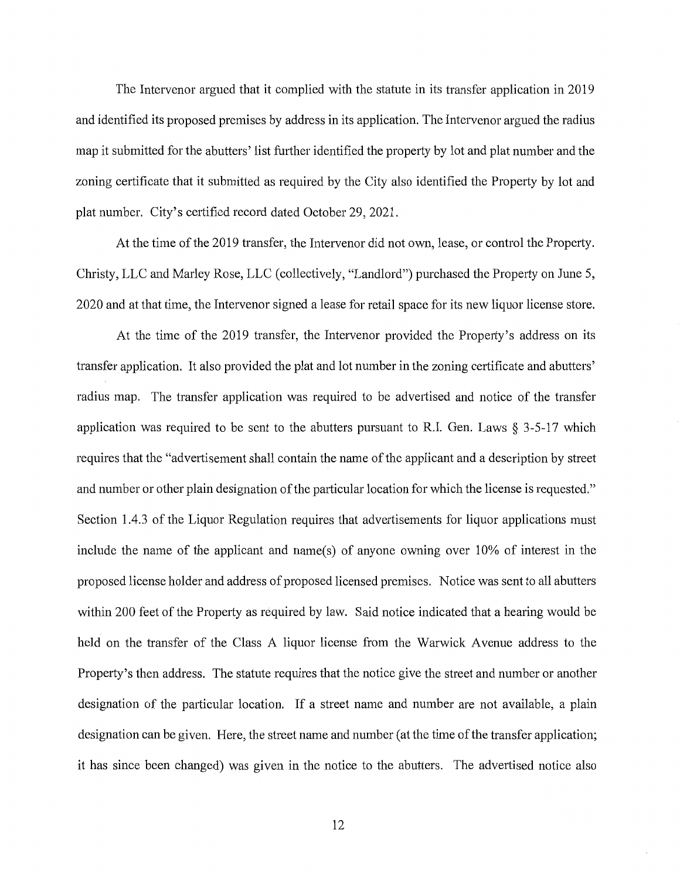The Intervenor argued that it complied with the statute in its transfer application in 2019 and identified its proposed premises by address in its application. The Intervenor argued the radius map it submitted for the abutters' list further identified the property by lot and plat number and the zoning certificate that it submitted as required by the City also identified the Property by lot and plat number. City's certified record dated October 29, 2021.

At the time of the 2019 transfer, the Intervenor did not own, lease, or control the Property. Christy, LLC and Marley Rose, LLC (collectively, "Landlord") purchased the Property on June 5, 2020 and at that time, the Intervenor signed a lease for retail space for its new liquor license store.

At the time of the 2019 transfer, the Intervenor provided the Property's address on its transfer application. It also provided the plat and lot number in the zoning certificate and abutters' radius map. The transfer application was required to be advertised and notice of the transfer application was required to be sent to the abutters pursuant to R.I. Gen. Laws § 3-5-17 which requires that the "advertisement shall contain the name of the applicant and a description by street and number or other plain designation of the particular location for which the license is requested." Section 1.4.3 of the Liquor Regulation requires that advertisements for liquor applications must include the name of the applicant and name(s) of anyone owning over 10% of interest in the proposed license holder and address of proposed licensed premises. Notice was sent to all abutters within 200 feet of the Property as required by law. Said notice indicated that a hearing would be held on the transfer of the Class A liquor license from the Warwick Avenue address to the Property's then address. The statute requires that the notice give the street and number or another designation of the particular location. If a street name and number are not available, a plain designation can be given. Here, the street name and number (at the time of the transfer application; it has since been changed) was given in the notice to the abutters. The advertised notice also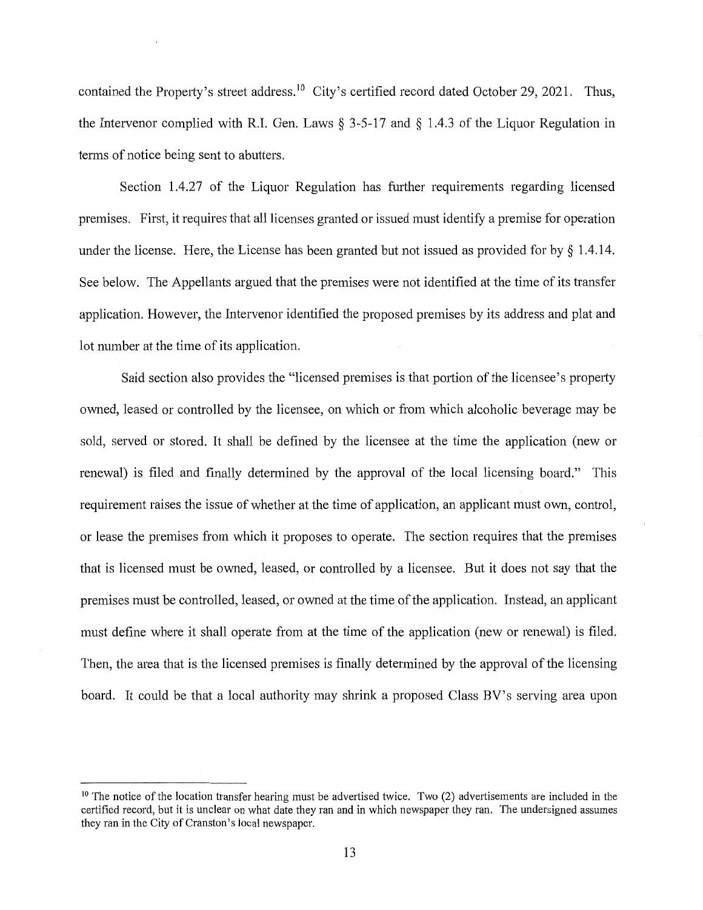contained the Property's street address.[10] City's certified record dated October 29, 2021. Thus, the Intervenor complied with R.I. Gen. Laws § 3-5-17 and § 1.4.3 of the Liquor Regulation in terms of notice being sent to abutters.

Section 1.4.27 of the Liquor Regulation has further requirements regarding licensed premises. First, it requires that all licenses granted or issued must identify a premise for operation under the license. Here, the License has been granted but not issued as provided for by § 1.4.14. See below. The Appellants argued that the premises were not identified at the time of its transfer application. However, the Intervenor identified the proposed premises by its address and plat and lot number at the time of its application.

Said section also provides the "licensed premises is that portion of the licensee's property owned, leased or controlled by the licensee, on which or from which alcoholic beverage may be sold, served or stored. It shall be defined by the licensee at the time the application (new or renewal) is filed and finally determined by the approval of the local licensing board." This requirement raises the issue of whether at the time of application, an applicant must own, control, or lease the premises from which it proposes to operate. The section requires that the premises that is licensed must be owned, leased, or controlled by a licensee. But it does not say that the premises must be controlled, leased, or owned at the time of the application. Instead, an applicant must define where it shall operate from at the time of the application (new or renewal) is filed. Then, the area that is the licensed premises is finally determined by the approval of the licensing board. It could be that a local authority may shrink a proposed Class BV's serving area upon

[10] The notice of the location transfer hearing must be advertised twice. Two (2) advertisements are included in the certified record, but it is unclear on what date they ran and in which newspaper they ran. The undersigned assumes they ran in the City of Cranston's local newspaper.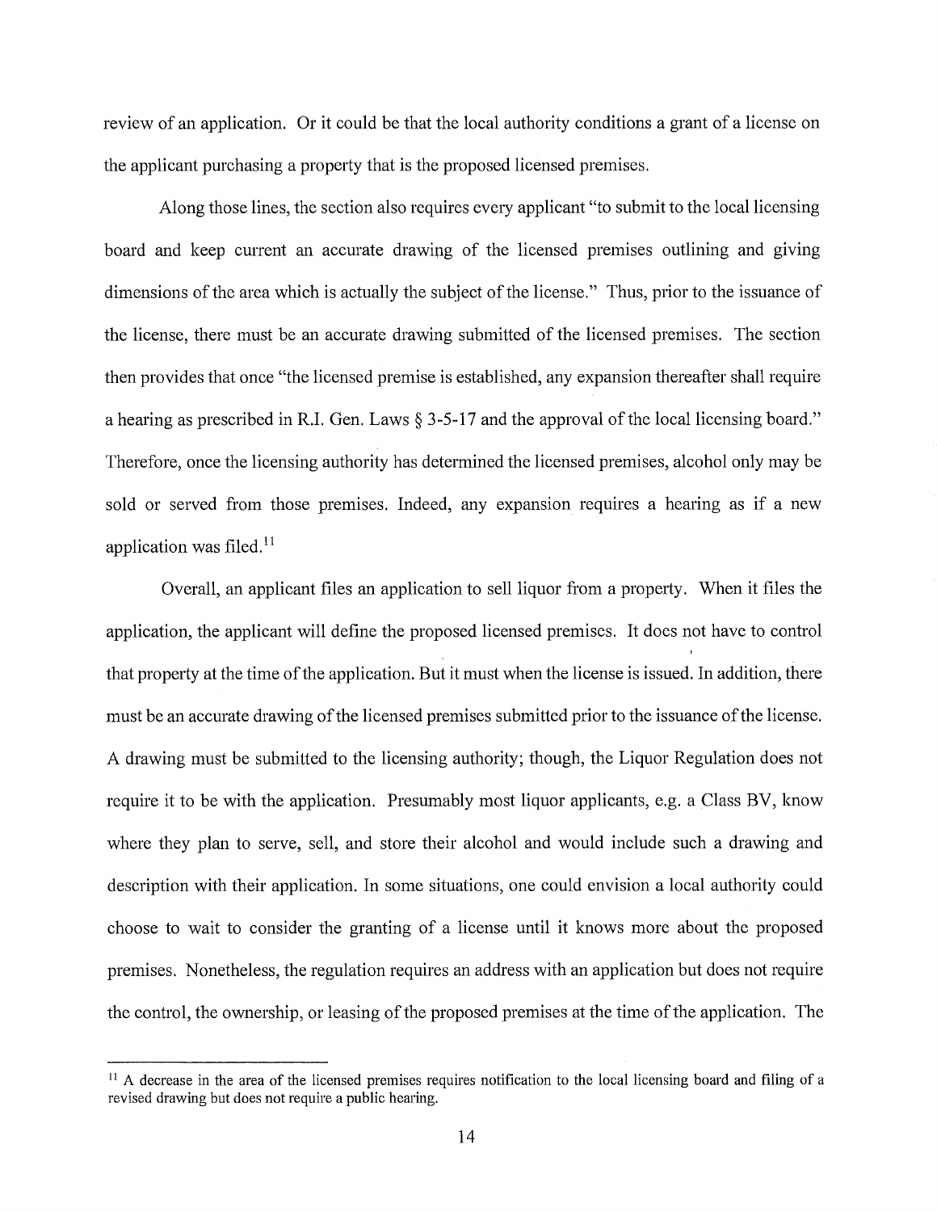review of an application. Or it could be that the local authority conditions a grant of a license on the applicant purchasing a property that is the proposed licensed premises.

Along those lines, the section also requires every applicant "to submit to the local licensing board and keep current an accurate drawing of the licensed premises outlining and giving dimensions of the area which is actually the subject of the license." Thus, prior to the issuance of the license, there must be an accurate drawing submitted of the licensed premises. The section then provides that once "the licensed premise is established, any expansion thereafter shall require a hearing as prescribed in R.I. Gen. Laws § 3-5-17 and the approval of the local licensing board." Therefore, once the licensing authority has determined the licensed premises, alcohol only may be sold or served from those premises. Indeed, any expansion requires a hearing as if a new application was filed.[11]

Overall, an applicant files an application to sell liquor from a property. When it files the application, the applicant will define the proposed licensed premises. It does not have to control that property at the time of the application. But it must when the license is issued. In addition, there must be an accurate drawing of the licensed premises submitted prior to the issuance of the license. A drawing must be submitted to the licensing authority; though, the Liquor Regulation does not require it to be with the application. Presumably most liquor applicants, e.g. a Class BV, know where they plan to serve, sell, and store their alcohol and would include such a drawing and description with their application. In some situations, one could envision a local authority could choose to wait to consider the granting of a license until it knows more about the proposed premises. Nonetheless, the regulation requires an address with an application but does not require the control, the ownership, or leasing of the proposed premises at the time of the application. The

---

[11] A decrease in the area of the licensed premises requires notification to the local licensing board and filing of a revised drawing but does not require a public hearing.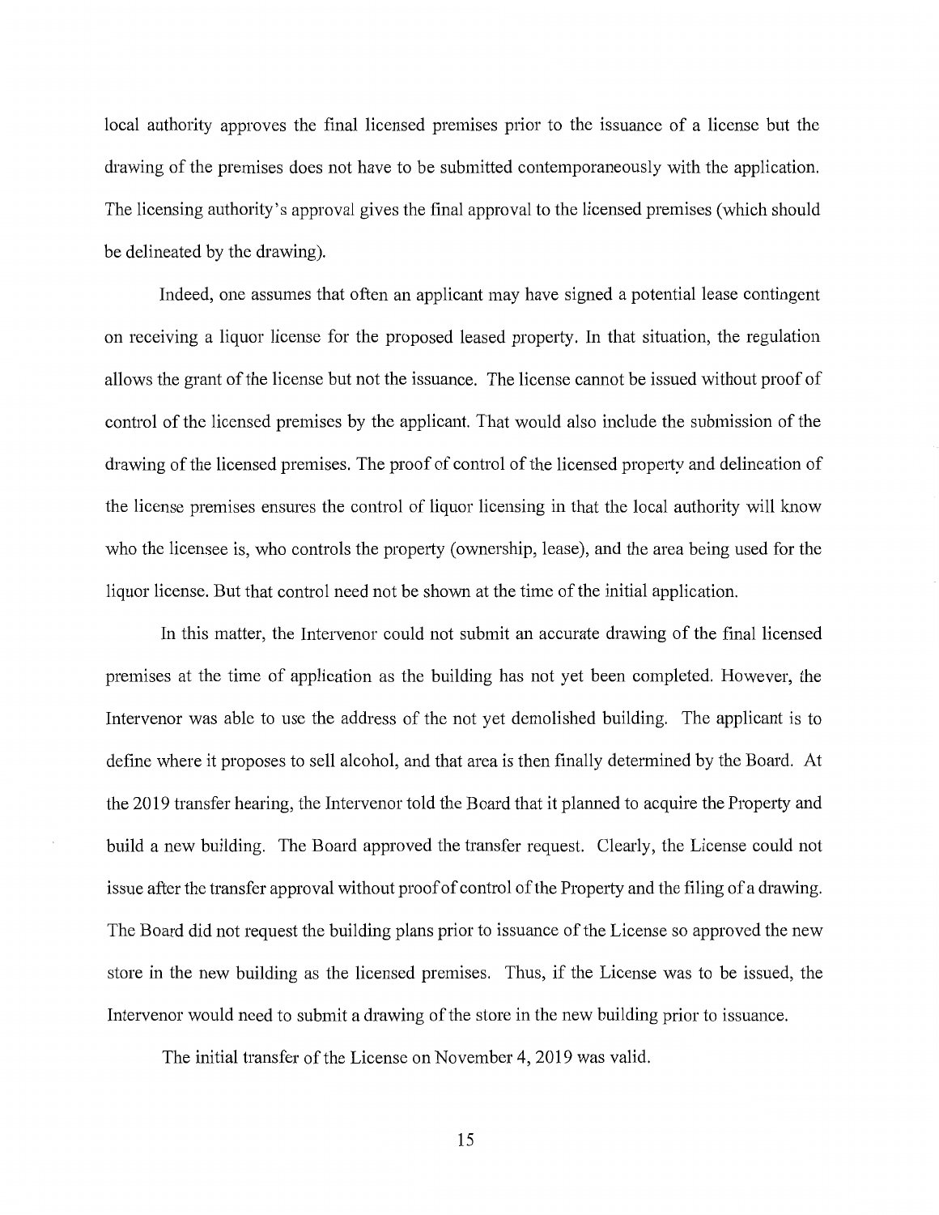local authority approves the final licensed premises prior to the issuance of a license but the drawing of the premises does not have to be submitted contemporaneously with the application. The licensing authority's approval gives the final approval to the licensed premises (which should be delineated by the drawing).

Indeed, one assumes that often an applicant may have signed a potential lease contingent on receiving a liquor license for the proposed leased property. In that situation, the regulation allows the grant of the license but not the issuance. The license cannot be issued without proof of control of the licensed premises by the applicant. That would also include the submission of the drawing of the licensed premises. The proof of control of the licensed property and delineation of the license premises ensures the control of liquor licensing in that the local authority will know who the licensee is, who controls the property (ownership, lease), and the area being used for the liquor license. But that control need not be shown at the time of the initial application.

In this matter, the Intervenor could not submit an accurate drawing of the final licensed premises at the time of application as the building has not yet been completed. However, the Intervenor was able to use the address of the not yet demolished building. The applicant is to define where it proposes to sell alcohol, and that area is then finally determined by the Board. At the 2019 transfer hearing, the Intervenor told the Board that it planned to acquire the Property and build a new building. The Board approved the transfer request. Clearly, the License could not issue after the transfer approval without proof of control of the Property and the filing of a drawing. The Board did not request the building plans prior to issuance of the License so approved the new store in the new building as the licensed premises. Thus, if the License was to be issued, the Intervenor would need to submit a drawing of the store in the new building prior to issuance.

The initial transfer of the License on November 4, 2019 was valid.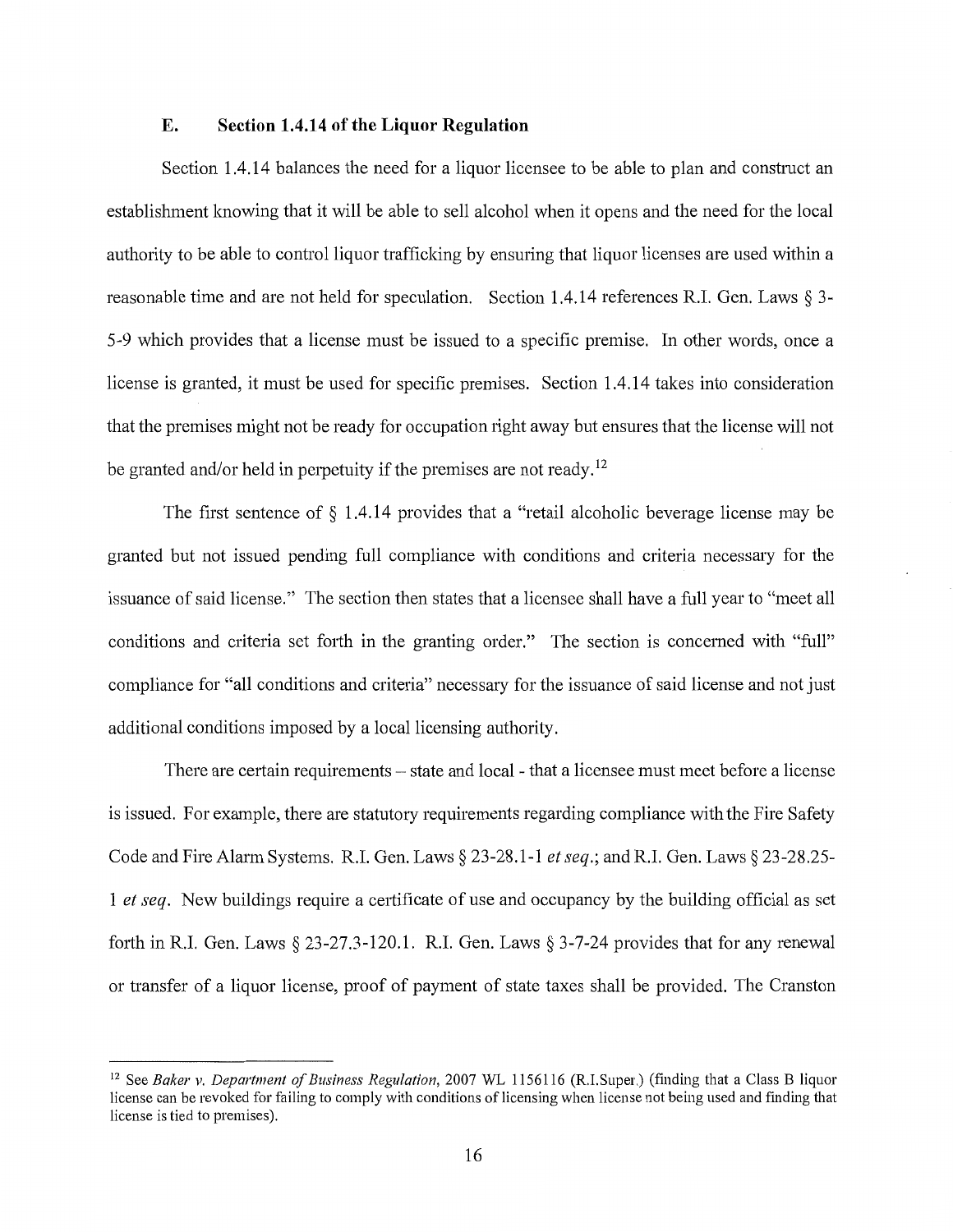### E. Section 1.4.14 of the Liquor Regulation

Section 1.4.14 balances the need for a liquor licensee to be able to plan and construct an establishment knowing that it will be able to sell alcohol when it opens and the need for the local authority to be able to control liquor trafficking by ensuring that liquor licenses are used within a reasonable time and are not held for speculation. Section 1.4.14 references R.I. Gen. Laws § 3-5-9 which provides that a license must be issued to a specific premise. In other words, once a license is granted, it must be used for specific premises. Section 1.4.14 takes into consideration that the premises might not be ready for occupation right away but ensures that the license will not be granted and/or held in perpetuity if the premises are not ready.[12]

The first sentence of § 1.4.14 provides that a "retail alcoholic beverage license may be granted but not issued pending full compliance with conditions and criteria necessary for the issuance of said license." The section then states that a licensee shall have a full year to "meet all conditions and criteria set forth in the granting order." The section is concerned with "full" compliance for "all conditions and criteria" necessary for the issuance of said license and not just additional conditions imposed by a local licensing authority.

There are certain requirements – state and local - that a licensee must meet before a license is issued. For example, there are statutory requirements regarding compliance with the Fire Safety Code and Fire Alarm Systems. R.I. Gen. Laws § 23-28.1-1 *et seq.*; and R.I. Gen. Laws § 23-28.25-1 *et seq*. New buildings require a certificate of use and occupancy by the building official as set forth in R.I. Gen. Laws § 23-27.3-120.1. R.I. Gen. Laws § 3-7-24 provides that for any renewal or transfer of a liquor license, proof of payment of state taxes shall be provided. The Cranston

---

[12] See *Baker v. Department of Business Regulation*, 2007 WL 1156116 (R.I.Super.) (finding that a Class B liquor license can be revoked for failing to comply with conditions of licensing when license not being used and finding that license is tied to premises).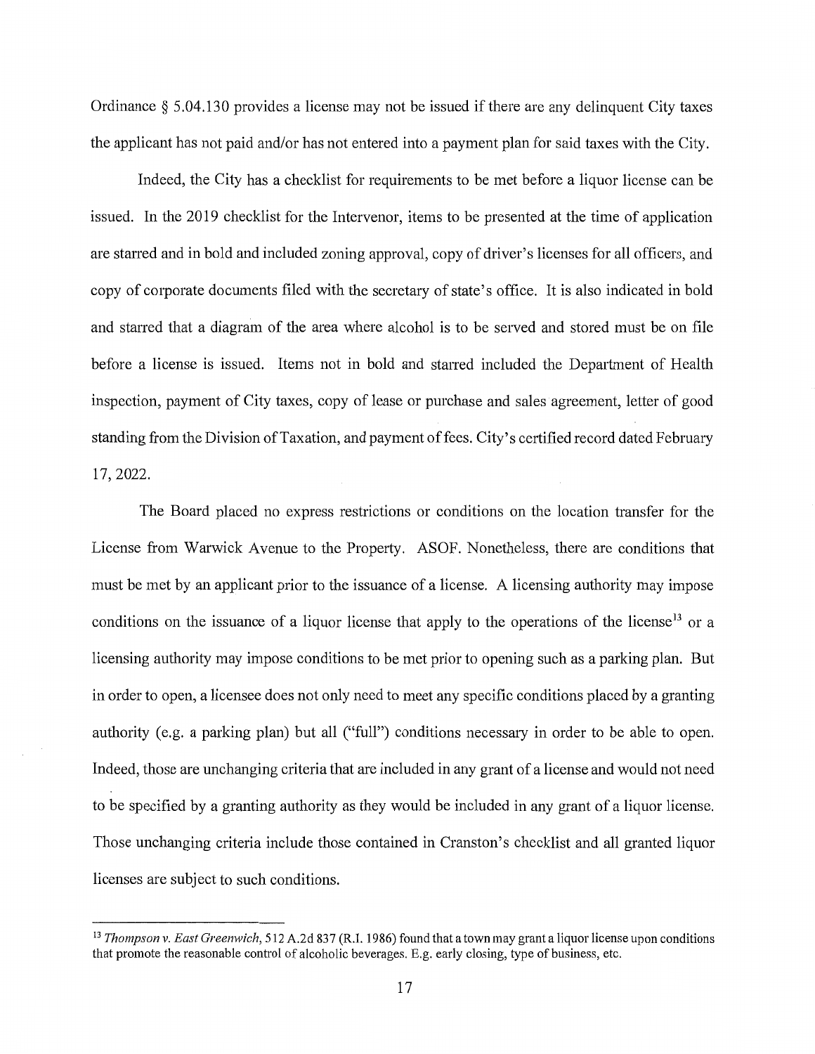Ordinance § 5.04.130 provides a license may not be issued if there are any delinquent City taxes the applicant has not paid and/or has not entered into a payment plan for said taxes with the City.

Indeed, the City has a checklist for requirements to be met before a liquor license can be issued. In the 2019 checklist for the Intervenor, items to be presented at the time of application are starred and in bold and included zoning approval, copy of driver's licenses for all officers, and copy of corporate documents filed with the secretary of state's office. It is also indicated in bold and starred that a diagram of the area where alcohol is to be served and stored must be on file before a license is issued. Items not in bold and starred included the Department of Health inspection, payment of City taxes, copy of lease or purchase and sales agreement, letter of good standing from the Division of Taxation, and payment of fees. City's certified record dated February 17, 2022.

The Board placed no express restrictions or conditions on the location transfer for the License from Warwick Avenue to the Property. ASOF. Nonetheless, there are conditions that must be met by an applicant prior to the issuance of a license. A licensing authority may impose conditions on the issuance of a liquor license that apply to the operations of the license[13] or a licensing authority may impose conditions to be met prior to opening such as a parking plan. But in order to open, a licensee does not only need to meet any specific conditions placed by a granting authority (e.g. a parking plan) but all ("full") conditions necessary in order to be able to open. Indeed, those are unchanging criteria that are included in any grant of a license and would not need to be specified by a granting authority as they would be included in any grant of a liquor license. Those unchanging criteria include those contained in Cranston's checklist and all granted liquor licenses are subject to such conditions.

---

[13] *Thompson v. East Greenwich*, 512 A.2d 837 (R.I. 1986) found that a town may grant a liquor license upon conditions that promote the reasonable control of alcoholic beverages. E.g. early closing, type of business, etc.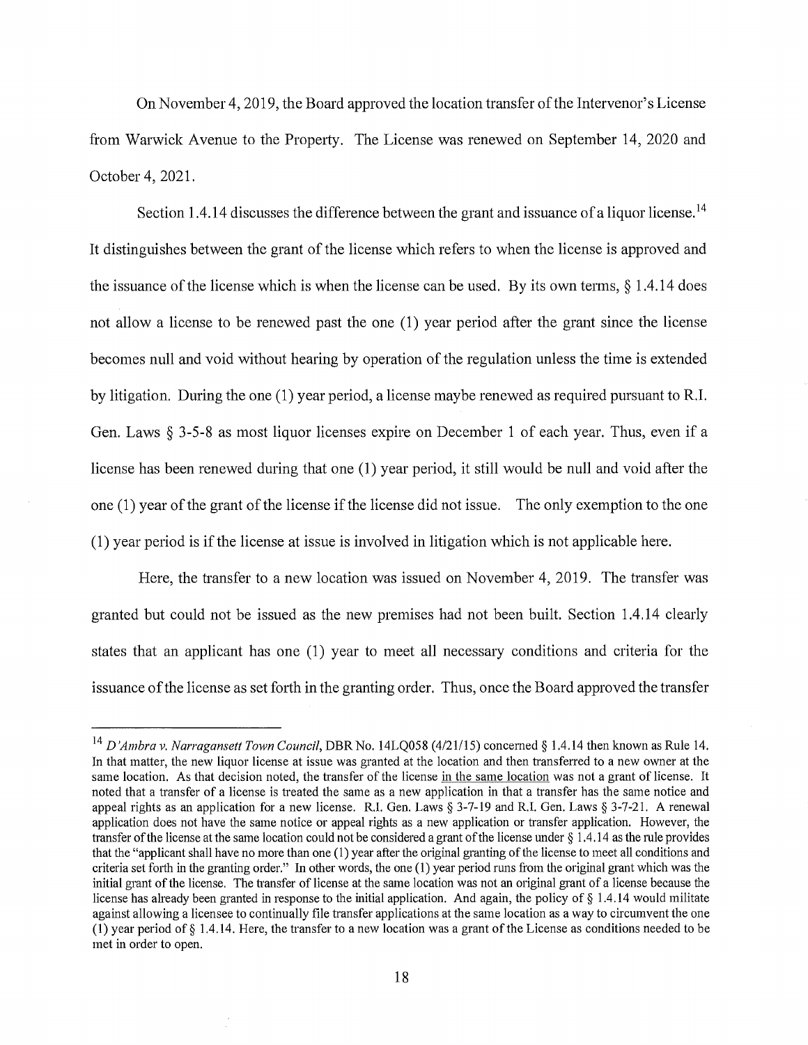On November 4, 2019, the Board approved the location transfer of the Intervenor's License from Warwick Avenue to the Property. The License was renewed on September 14, 2020 and October 4, 2021.

Section 1.4.14 discusses the difference between the grant and issuance of a liquor license.[14] It distinguishes between the grant of the license which refers to when the license is approved and the issuance of the license which is when the license can be used. By its own terms, § 1.4.14 does not allow a license to be renewed past the one (1) year period after the grant since the license becomes null and void without hearing by operation of the regulation unless the time is extended by litigation. During the one (1) year period, a license maybe renewed as required pursuant to R.I. Gen. Laws § 3-5-8 as most liquor licenses expire on December 1 of each year. Thus, even if a license has been renewed during that one (1) year period, it still would be null and void after the one (1) year of the grant of the license if the license did not issue. The only exemption to the one (1) year period is if the license at issue is involved in litigation which is not applicable here.

Here, the transfer to a new location was issued on November 4, 2019. The transfer was granted but could not be issued as the new premises had not been built. Section 1.4.14 clearly states that an applicant has one (1) year to meet all necessary conditions and criteria for the issuance of the license as set forth in the granting order. Thus, once the Board approved the transfer

---

[14] *D'Ambra v. Narragansett Town Council*, DBR No. 14LQ058 (4/21/15) concerned § 1.4.14 then known as Rule 14. In that matter, the new liquor license at issue was granted at the location and then transferred to a new owner at the same location. As that decision noted, the transfer of the license in the same location was not a grant of license. It noted that a transfer of a license is treated the same as a new application in that a transfer has the same notice and appeal rights as an application for a new license. R.I. Gen. Laws § 3-7-19 and R.I. Gen. Laws § 3-7-21. A renewal application does not have the same notice or appeal rights as a new application or transfer application. However, the transfer of the license at the same location could not be considered a grant of the license under § 1.4.14 as the rule provides that the "applicant shall have no more than one (1) year after the original granting of the license to meet all conditions and criteria set forth in the granting order." In other words, the one (1) year period runs from the original grant which was the initial grant of the license. The transfer of license at the same location was not an original grant of a license because the license has already been granted in response to the initial application. And again, the policy of § 1.4.14 would militate against allowing a licensee to continually file transfer applications at the same location as a way to circumvent the one (1) year period of § 1.4.14. Here, the transfer to a new location was a grant of the License as conditions needed to be met in order to open.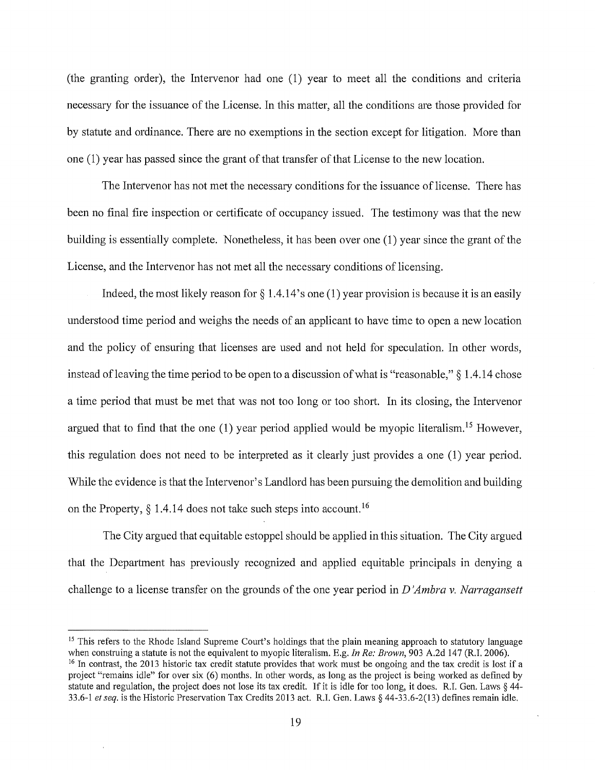(the granting order), the Intervenor had one (1) year to meet all the conditions and criteria necessary for the issuance of the License. In this matter, all the conditions are those provided for by statute and ordinance. There are no exemptions in the section except for litigation. More than one (1) year has passed since the grant of that transfer of that License to the new location.

The Intervenor has not met the necessary conditions for the issuance of license. There has been no final fire inspection or certificate of occupancy issued. The testimony was that the new building is essentially complete. Nonetheless, it has been over one (1) year since the grant of the License, and the Intervenor has not met all the necessary conditions of licensing.

Indeed, the most likely reason for § 1.4.14's one (1) year provision is because it is an easily understood time period and weighs the needs of an applicant to have time to open a new location and the policy of ensuring that licenses are used and not held for speculation. In other words, instead of leaving the time period to be open to a discussion of what is "reasonable," § 1.4.14 chose a time period that must be met that was not too long or too short. In its closing, the Intervenor argued that to find that the one (1) year period applied would be myopic literalism.[15] However, this regulation does not need to be interpreted as it clearly just provides a one (1) year period. While the evidence is that the Intervenor's Landlord has been pursuing the demolition and building on the Property, § 1.4.14 does not take such steps into account.[16]

The City argued that equitable estoppel should be applied in this situation. The City argued that the Department has previously recognized and applied equitable principals in denying a challenge to a license transfer on the grounds of the one year period in *D'Ambra v. Narragansett*

---

[15] This refers to the Rhode Island Supreme Court's holdings that the plain meaning approach to statutory language when construing a statute is not the equivalent to myopic literalism. E.g. *In Re: Brown*, 903 A.2d 147 (R.I. 2006).

[16] In contrast, the 2013 historic tax credit statute provides that work must be ongoing and the tax credit is lost if a project "remains idle" for over six (6) months. In other words, as long as the project is being worked as defined by statute and regulation, the project does not lose its tax credit. If it is idle for too long, it does. R.I. Gen. Laws § 44-33.6-1 *et seq.* is the Historic Preservation Tax Credits 2013 act. R.I. Gen. Laws § 44-33.6-2(13) defines remain idle.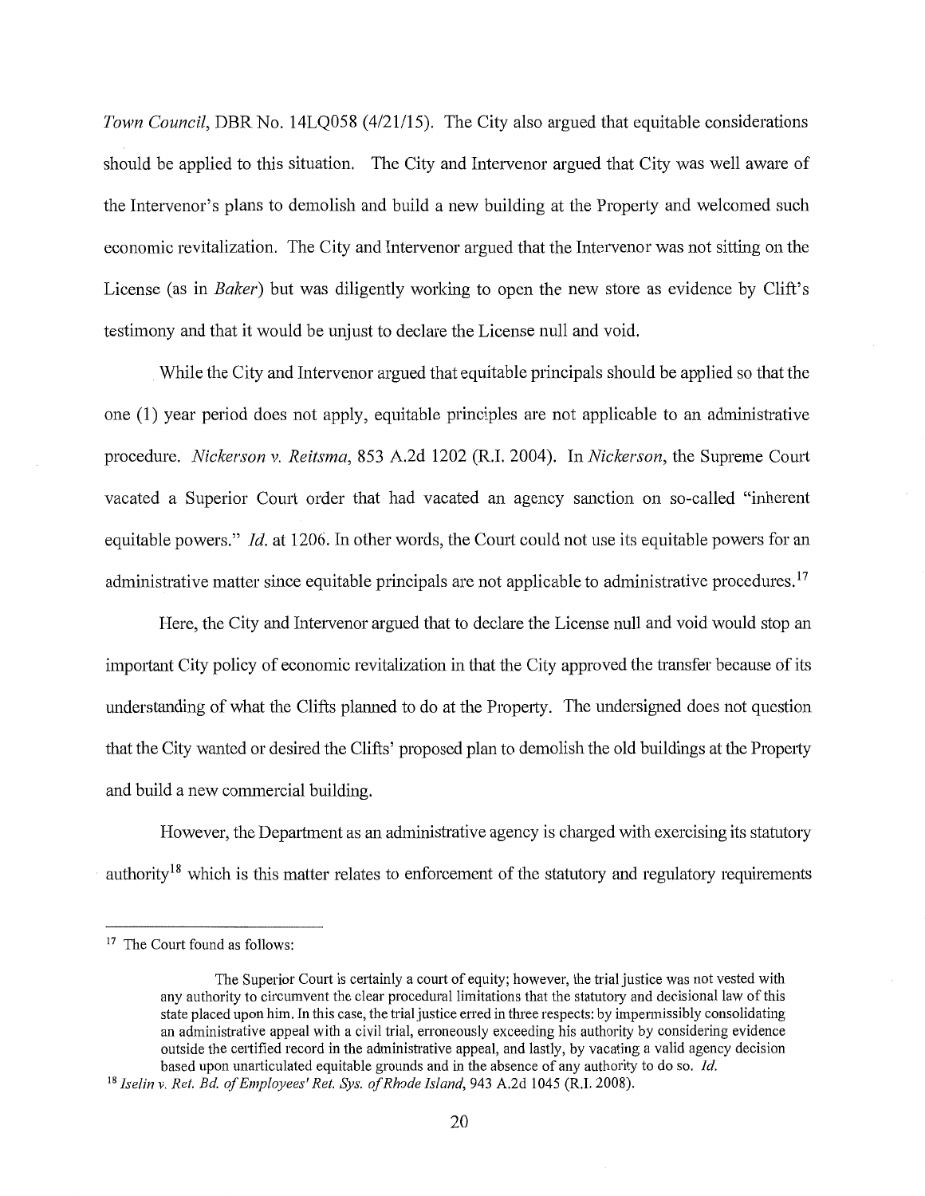*Town Council*, DBR No. 14LQ058 (4/21/15). The City also argued that equitable considerations should be applied to this situation. The City and Intervenor argued that City was well aware of the Intervenor's plans to demolish and build a new building at the Property and welcomed such economic revitalization. The City and Intervenor argued that the Intervenor was not sitting on the License (as in *Baker*) but was diligently working to open the new store as evidence by Clift's testimony and that it would be unjust to declare the License null and void.

While the City and Intervenor argued that equitable principals should be applied so that the one (1) year period does not apply, equitable principles are not applicable to an administrative procedure. *Nickerson v. Reitsma*, 853 A.2d 1202 (R.I. 2004). In *Nickerson*, the Supreme Court vacated a Superior Court order that had vacated an agency sanction on so-called "inherent equitable powers." *Id.* at 1206. In other words, the Court could not use its equitable powers for an administrative matter since equitable principals are not applicable to administrative procedures.[17]

Here, the City and Intervenor argued that to declare the License null and void would stop an important City policy of economic revitalization in that the City approved the transfer because of its understanding of what the Clifts planned to do at the Property. The undersigned does not question that the City wanted or desired the Clifts' proposed plan to demolish the old buildings at the Property and build a new commercial building.

However, the Department as an administrative agency is charged with exercising its statutory authority[18] which is this matter relates to enforcement of the statutory and regulatory requirements

---

[17] The Court found as follows:

> The Superior Court is certainly a court of equity; however, the trial justice was not vested with any authority to circumvent the clear procedural limitations that the statutory and decisional law of this state placed upon him. In this case, the trial justice erred in three respects: by impermissibly consolidating an administrative appeal with a civil trial, erroneously exceeding his authority by considering evidence outside the certified record in the administrative appeal, and lastly, by vacating a valid agency decision based upon unarticulated equitable grounds and in the absence of any authority to do so. *Id.*

[18] *Iselin v. Ret. Bd. of Employees' Ret. Sys. of Rhode Island*, 943 A.2d 1045 (R.I. 2008).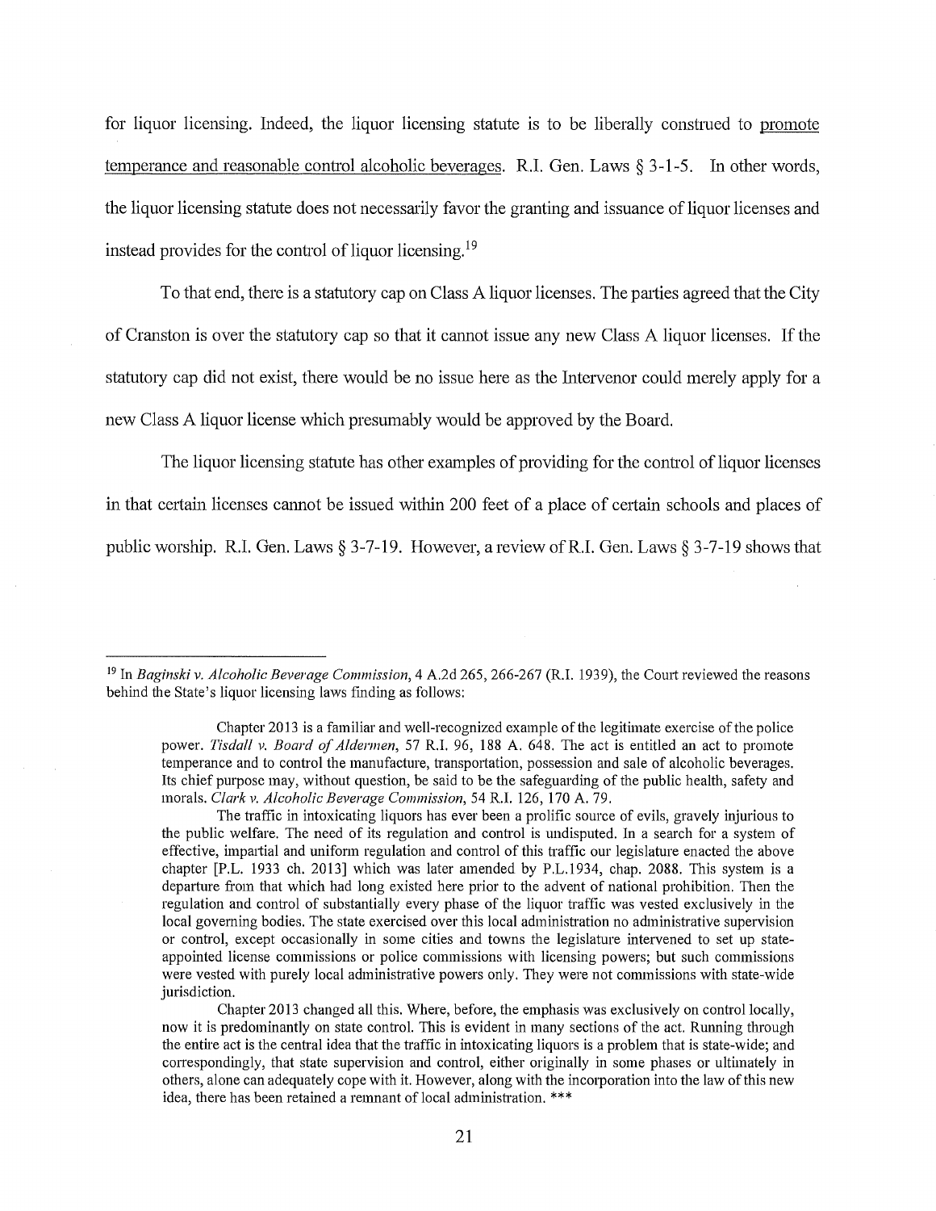for liquor licensing. Indeed, the liquor licensing statute is to be liberally construed to promote temperance and reasonable control alcoholic beverages. R.I. Gen. Laws § 3-1-5. In other words, the liquor licensing statute does not necessarily favor the granting and issuance of liquor licenses and instead provides for the control of liquor licensing.[19]

To that end, there is a statutory cap on Class A liquor licenses. The parties agreed that the City of Cranston is over the statutory cap so that it cannot issue any new Class A liquor licenses. If the statutory cap did not exist, there would be no issue here as the Intervenor could merely apply for a new Class A liquor license which presumably would be approved by the Board.

The liquor licensing statute has other examples of providing for the control of liquor licenses in that certain licenses cannot be issued within 200 feet of a place of certain schools and places of public worship. R.I. Gen. Laws § 3-7-19. However, a review of R.I. Gen. Laws § 3-7-19 shows that

---

[19] In *Baginski v. Alcoholic Beverage Commission*, 4 A.2d 265, 266-267 (R.I. 1939), the Court reviewed the reasons behind the State's liquor licensing laws finding as follows:

> Chapter 2013 is a familiar and well-recognized example of the legitimate exercise of the police power. *Tisdall v. Board of Aldermen*, 57 R.I. 96, 188 A. 648. The act is entitled an act to promote temperance and to control the manufacture, transportation, possession and sale of alcoholic beverages. Its chief purpose may, without question, be said to be the safeguarding of the public health, safety and morals. *Clark v. Alcoholic Beverage Commission*, 54 R.I. 126, 170 A. 79.
>
> The traffic in intoxicating liquors has ever been a prolific source of evils, gravely injurious to the public welfare. The need of its regulation and control is undisputed. In a search for a system of effective, impartial and uniform regulation and control of this traffic our legislature enacted the above chapter [P.L. 1933 ch. 2013] which was later amended by P.L.1934, chap. 2088. This system is a departure from that which had long existed here prior to the advent of national prohibition. Then the regulation and control of substantially every phase of the liquor traffic was vested exclusively in the local governing bodies. The state exercised over this local administration no administrative supervision or control, except occasionally in some cities and towns the legislature intervened to set up state-appointed license commissions or police commissions with licensing powers; but such commissions were vested with purely local administrative powers only. They were not commissions with state-wide jurisdiction.
>
> Chapter 2013 changed all this. Where, before, the emphasis was exclusively on control locally, now it is predominantly on state control. This is evident in many sections of the act. Running through the entire act is the central idea that the traffic in intoxicating liquors is a problem that is state-wide; and correspondingly, that state supervision and control, either originally in some phases or ultimately in others, alone can adequately cope with it. However, along with the incorporation into the law of this new idea, there has been retained a remnant of local administration. ***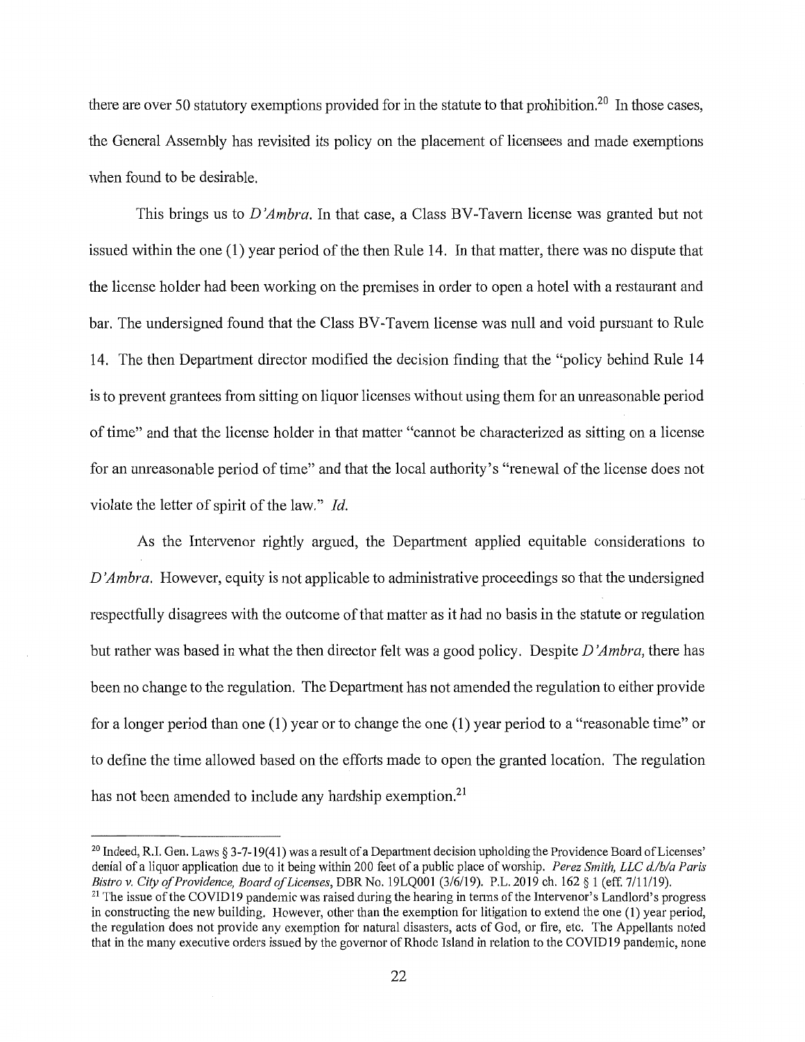there are over 50 statutory exemptions provided for in the statute to that prohibition.[20] In those cases, the General Assembly has revisited its policy on the placement of licensees and made exemptions when found to be desirable.

This brings us to *D'Ambra.* In that case, a Class BV-Tavern license was granted but not issued within the one (1) year period of the then Rule 14. In that matter, there was no dispute that the license holder had been working on the premises in order to open a hotel with a restaurant and bar. The undersigned found that the Class BV-Tavern license was null and void pursuant to Rule 14. The then Department director modified the decision finding that the "policy behind Rule 14 is to prevent grantees from sitting on liquor licenses without using them for an unreasonable period of time" and that the license holder in that matter "cannot be characterized as sitting on a license for an unreasonable period of time" and that the local authority's "renewal of the license does not violate the letter of spirit of the law." *Id.*

As the Intervenor rightly argued, the Department applied equitable considerations to *D'Ambra.* However, equity is not applicable to administrative proceedings so that the undersigned respectfully disagrees with the outcome of that matter as it had no basis in the statute or regulation but rather was based in what the then director felt was a good policy. Despite *D'Ambra,* there has been no change to the regulation. The Department has not amended the regulation to either provide for a longer period than one (1) year or to change the one (1) year period to a "reasonable time" or to define the time allowed based on the efforts made to open the granted location. The regulation has not been amended to include any hardship exemption.[21]

---

[20] Indeed, R.I. Gen. Laws § 3-7-19(41) was a result of a Department decision upholding the Providence Board of Licenses' denial of a liquor application due to it being within 200 feet of a public place of worship. *Perez Smith, LLC d/b/a Paris Bistro v. City of Providence, Board of Licenses*, DBR No. 19LQ001 (3/6/19). P.L. 2019 ch. 162 § 1 (eff. 7/11/19).

[21] The issue of the COVID19 pandemic was raised during the hearing in terms of the Intervenor's Landlord's progress in constructing the new building. However, other than the exemption for litigation to extend the one (1) year period, the regulation does not provide any exemption for natural disasters, acts of God, or fire, etc. The Appellants noted that in the many executive orders issued by the governor of Rhode Island in relation to the COVID19 pandemic, none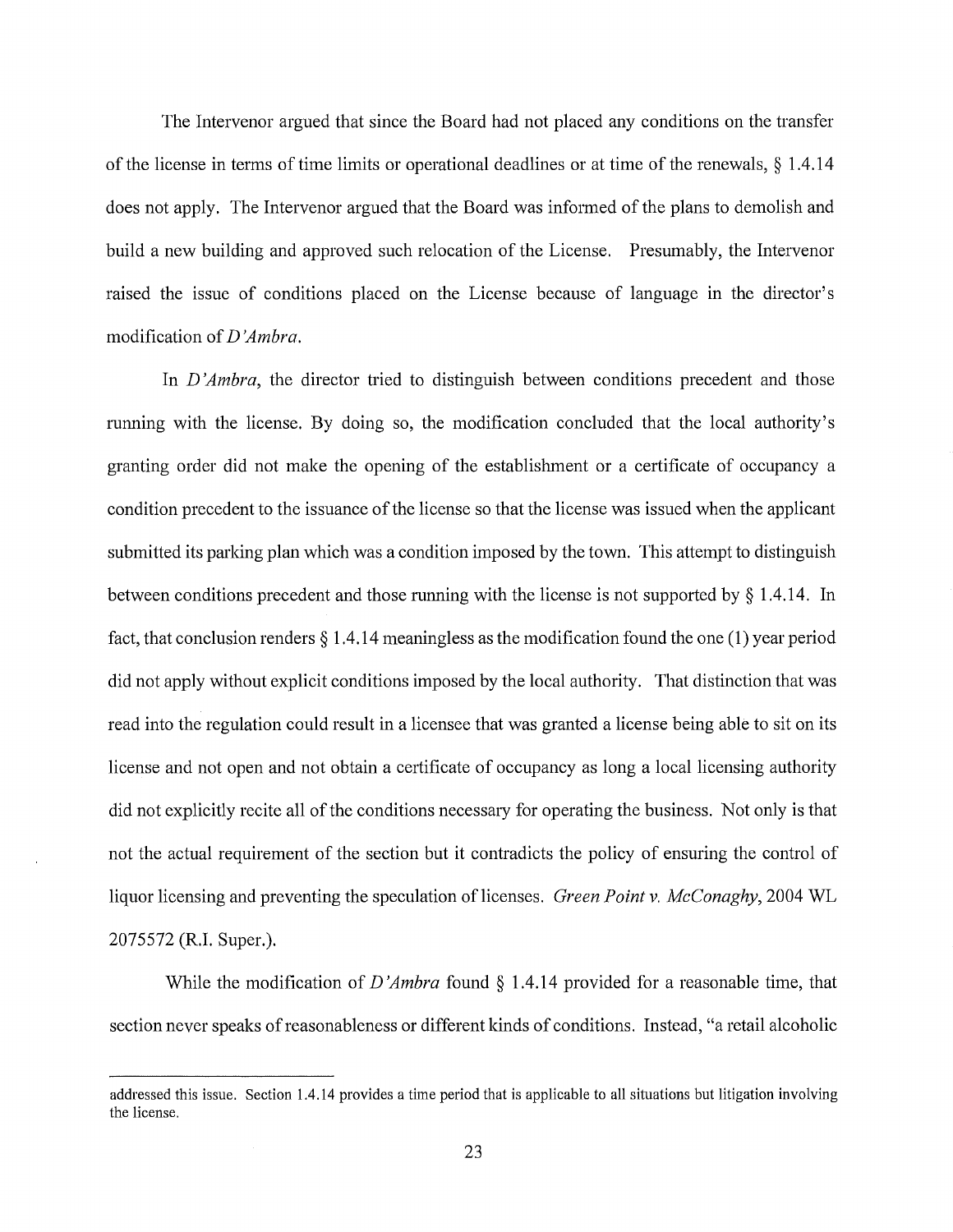The Intervenor argued that since the Board had not placed any conditions on the transfer of the license in terms of time limits or operational deadlines or at time of the renewals, § 1.4.14 does not apply. The Intervenor argued that the Board was informed of the plans to demolish and build a new building and approved such relocation of the License. Presumably, the Intervenor raised the issue of conditions placed on the License because of language in the director's modification of *D'Ambra*.

In *D'Ambra*, the director tried to distinguish between conditions precedent and those running with the license. By doing so, the modification concluded that the local authority's granting order did not make the opening of the establishment or a certificate of occupancy a condition precedent to the issuance of the license so that the license was issued when the applicant submitted its parking plan which was a condition imposed by the town. This attempt to distinguish between conditions precedent and those running with the license is not supported by § 1.4.14. In fact, that conclusion renders § 1.4.14 meaningless as the modification found the one (1) year period did not apply without explicit conditions imposed by the local authority. That distinction that was read into the regulation could result in a licensee that was granted a license being able to sit on its license and not open and not obtain a certificate of occupancy as long a local licensing authority did not explicitly recite all of the conditions necessary for operating the business. Not only is that not the actual requirement of the section but it contradicts the policy of ensuring the control of liquor licensing and preventing the speculation of licenses. *Green Point v. McConaghy*, 2004 WL 2075572 (R.I. Super.).

While the modification of *D'Ambra* found § 1.4.14 provided for a reasonable time, that section never speaks of reasonableness or different kinds of conditions. Instead, "a retail alcoholic

---

addressed this issue. Section 1.4.14 provides a time period that is applicable to all situations but litigation involving the license.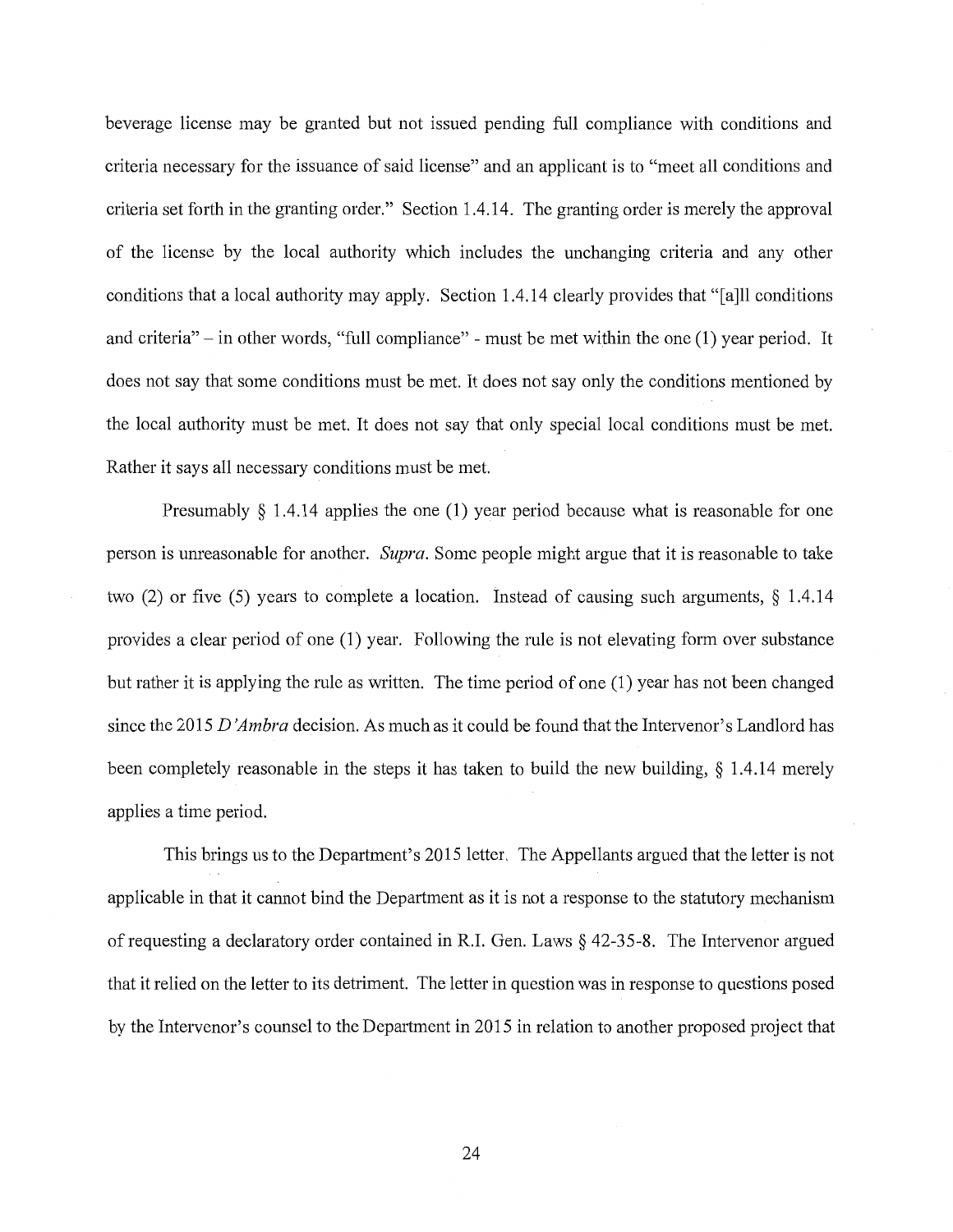beverage license may be granted but not issued pending full compliance with conditions and criteria necessary for the issuance of said license" and an applicant is to "meet all conditions and criteria set forth in the granting order." Section 1.4.14. The granting order is merely the approval of the license by the local authority which includes the unchanging criteria and any other conditions that a local authority may apply. Section 1.4.14 clearly provides that "[a]ll conditions and criteria" – in other words, "full compliance" - must be met within the one (1) year period. It does not say that some conditions must be met. It does not say only the conditions mentioned by the local authority must be met. It does not say that only special local conditions must be met. Rather it says all necessary conditions must be met.

Presumably § 1.4.14 applies the one (1) year period because what is reasonable for one person is unreasonable for another. *Supra*. Some people might argue that it is reasonable to take two (2) or five (5) years to complete a location. Instead of causing such arguments, § 1.4.14 provides a clear period of one (1) year. Following the rule is not elevating form over substance but rather it is applying the rule as written. The time period of one (1) year has not been changed since the 2015 *D'Ambra* decision. As much as it could be found that the Intervenor's Landlord has been completely reasonable in the steps it has taken to build the new building, § 1.4.14 merely applies a time period.

This brings us to the Department's 2015 letter. The Appellants argued that the letter is not applicable in that it cannot bind the Department as it is not a response to the statutory mechanism of requesting a declaratory order contained in R.I. Gen. Laws § 42-35-8. The Intervenor argued that it relied on the letter to its detriment. The letter in question was in response to questions posed by the Intervenor's counsel to the Department in 2015 in relation to another proposed project that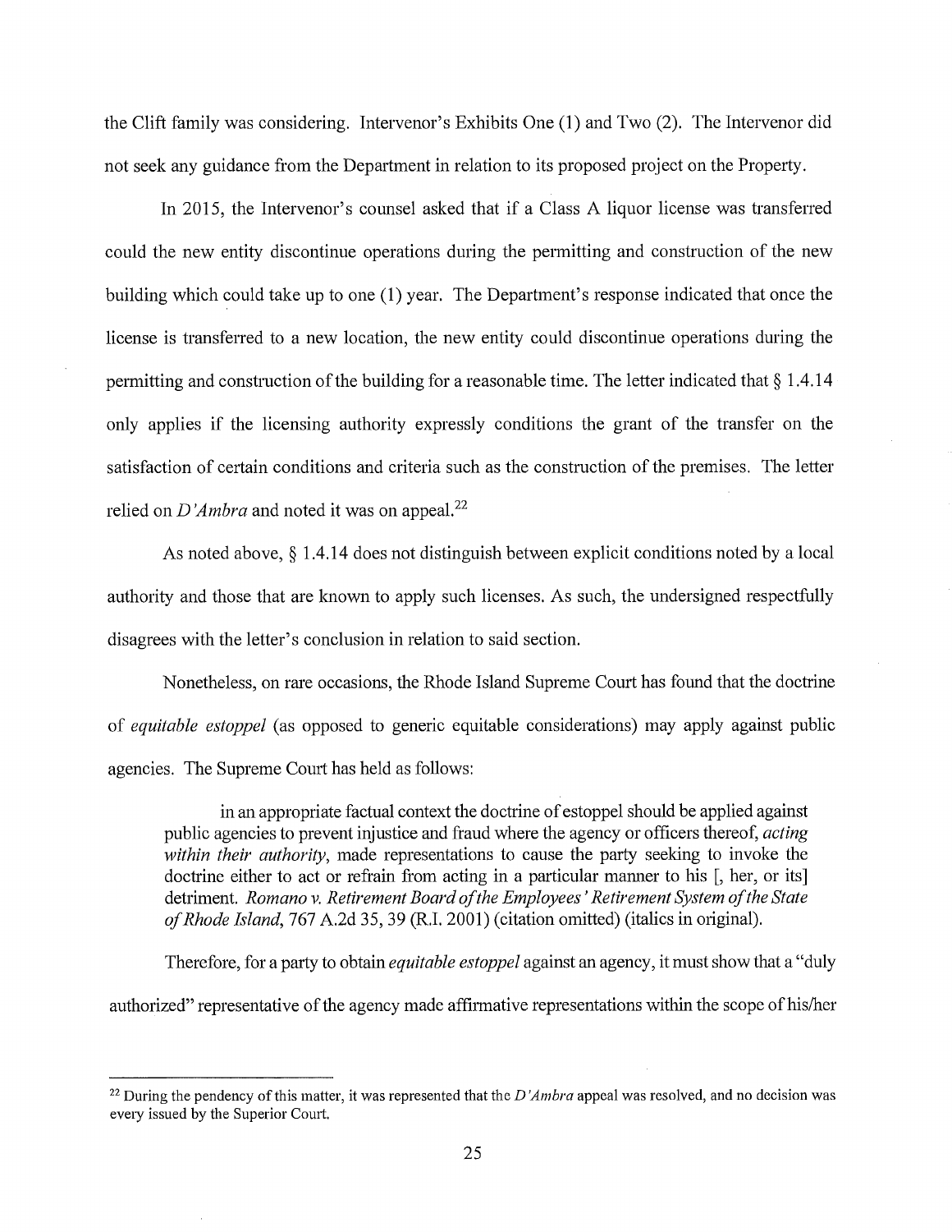the Clift family was considering. Intervenor's Exhibits One (1) and Two (2). The Intervenor did not seek any guidance from the Department in relation to its proposed project on the Property.

In 2015, the Intervenor's counsel asked that if a Class A liquor license was transferred could the new entity discontinue operations during the permitting and construction of the new building which could take up to one (1) year. The Department's response indicated that once the license is transferred to a new location, the new entity could discontinue operations during the permitting and construction of the building for a reasonable time. The letter indicated that § 1.4.14 only applies if the licensing authority expressly conditions the grant of the transfer on the satisfaction of certain conditions and criteria such as the construction of the premises. The letter relied on *D'Ambra* and noted it was on appeal.[22]

As noted above, § 1.4.14 does not distinguish between explicit conditions noted by a local authority and those that are known to apply such licenses. As such, the undersigned respectfully disagrees with the letter's conclusion in relation to said section.

Nonetheless, on rare occasions, the Rhode Island Supreme Court has found that the doctrine of *equitable estoppel* (as opposed to generic equitable considerations) may apply against public agencies. The Supreme Court has held as follows:

> in an appropriate factual context the doctrine of estoppel should be applied against public agencies to prevent injustice and fraud where the agency or officers thereof, *acting within their authority*, made representations to cause the party seeking to invoke the doctrine either to act or refrain from acting in a particular manner to his [, her, or its] detriment. *Romano v. Retirement Board of the Employees' Retirement System of the State of Rhode Island*, 767 A.2d 35, 39 (R.I. 2001) (citation omitted) (italics in original).

Therefore, for a party to obtain *equitable estoppel* against an agency, it must show that a "duly authorized" representative of the agency made affirmative representations within the scope of his/her

---

[22] During the pendency of this matter, it was represented that the *D'Ambra* appeal was resolved, and no decision was every issued by the Superior Court.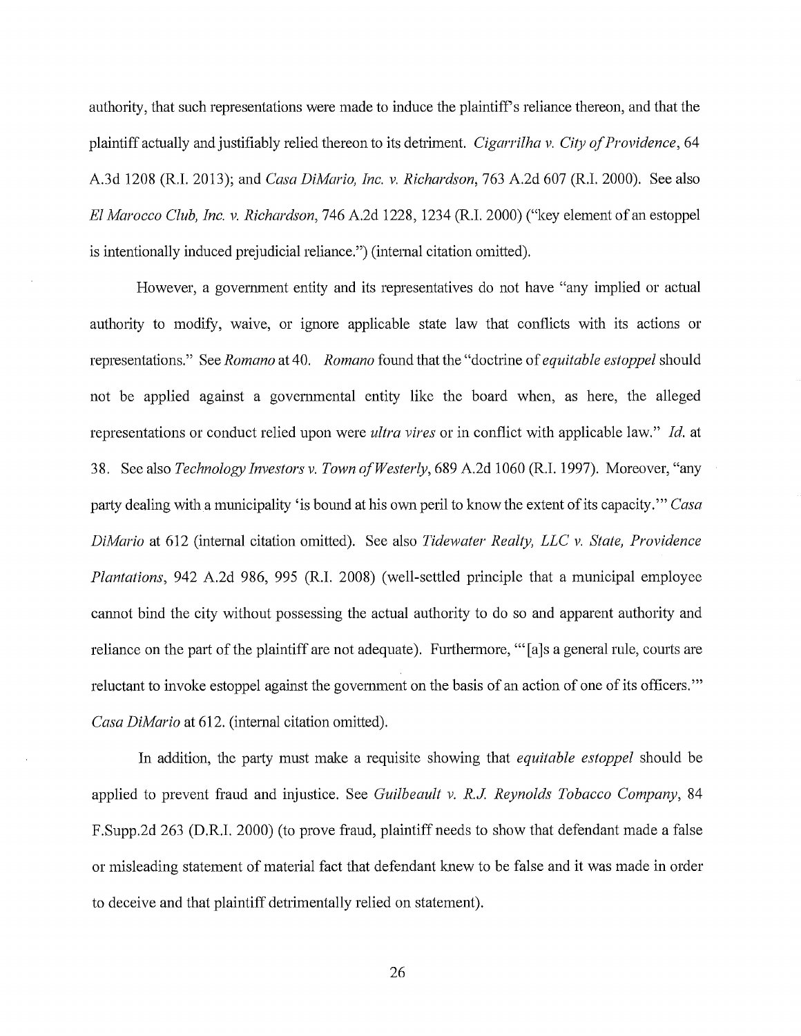authority, that such representations were made to induce the plaintiff's reliance thereon, and that the plaintiff actually and justifiably relied thereon to its detriment. *Cigarrilha v. City of Providence*, 64 A.3d 1208 (R.I. 2013); and *Casa DiMario, Inc. v. Richardson*, 763 A.2d 607 (R.I. 2000). See also *El Marocco Club, Inc. v. Richardson*, 746 A.2d 1228, 1234 (R.I. 2000) ("key element of an estoppel is intentionally induced prejudicial reliance.") (internal citation omitted).

However, a government entity and its representatives do not have "any implied or actual authority to modify, waive, or ignore applicable state law that conflicts with its actions or representations." See *Romano* at 40. *Romano* found that the "doctrine of *equitable estoppel* should not be applied against a governmental entity like the board when, as here, the alleged representations or conduct relied upon were *ultra vires* or in conflict with applicable law." *Id.* at 38. See also *Technology Investors v. Town of Westerly*, 689 A.2d 1060 (R.I. 1997). Moreover, "any party dealing with a municipality 'is bound at his own peril to know the extent of its capacity.'" *Casa DiMario* at 612 (internal citation omitted). See also *Tidewater Realty, LLC v. State, Providence Plantations*, 942 A.2d 986, 995 (R.I. 2008) (well-settled principle that a municipal employee cannot bind the city without possessing the actual authority to do so and apparent authority and reliance on the part of the plaintiff are not adequate). Furthermore, "'[a]s a general rule, courts are reluctant to invoke estoppel against the government on the basis of an action of one of its officers.'" *Casa DiMario* at 612. (internal citation omitted).

In addition, the party must make a requisite showing that *equitable estoppel* should be applied to prevent fraud and injustice. See *Guilbeault v. R.J. Reynolds Tobacco Company*, 84 F.Supp.2d 263 (D.R.I. 2000) (to prove fraud, plaintiff needs to show that defendant made a false or misleading statement of material fact that defendant knew to be false and it was made in order to deceive and that plaintiff detrimentally relied on statement).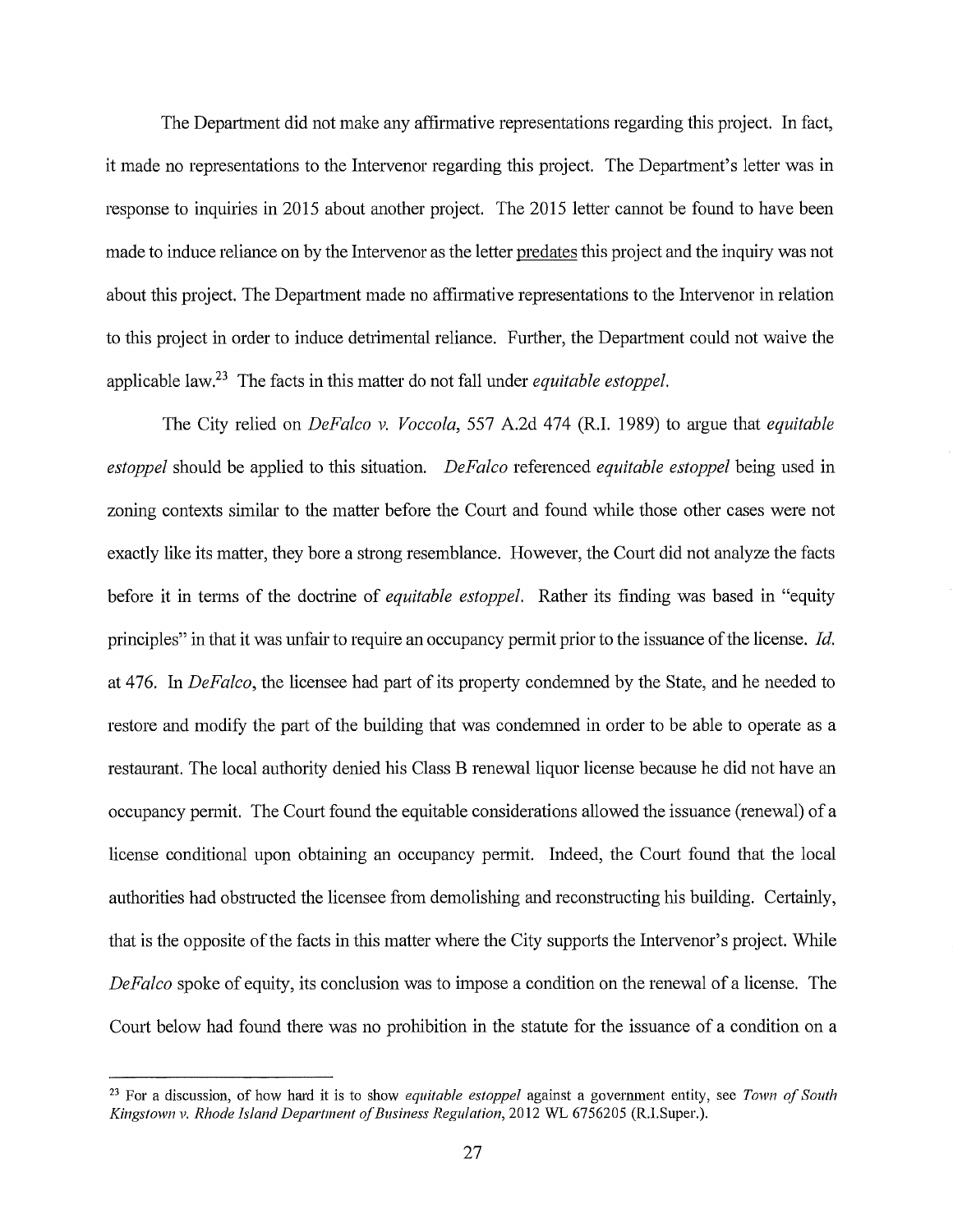The Department did not make any affirmative representations regarding this project. In fact, it made no representations to the Intervenor regarding this project. The Department's letter was in response to inquiries in 2015 about another project. The 2015 letter cannot be found to have been made to induce reliance on by the Intervenor as the letter predates this project and the inquiry was not about this project. The Department made no affirmative representations to the Intervenor in relation to this project in order to induce detrimental reliance. Further, the Department could not waive the applicable law.[23] The facts in this matter do not fall under *equitable estoppel*.

The City relied on *DeFalco v. Voccola*, 557 A.2d 474 (R.I. 1989) to argue that *equitable estoppel* should be applied to this situation. *DeFalco* referenced *equitable estoppel* being used in zoning contexts similar to the matter before the Court and found while those other cases were not exactly like its matter, they bore a strong resemblance. However, the Court did not analyze the facts before it in terms of the doctrine of *equitable estoppel*. Rather its finding was based in "equity principles" in that it was unfair to require an occupancy permit prior to the issuance of the license. *Id.* at 476. In *DeFalco*, the licensee had part of its property condemned by the State, and he needed to restore and modify the part of the building that was condemned in order to be able to operate as a restaurant. The local authority denied his Class B renewal liquor license because he did not have an occupancy permit. The Court found the equitable considerations allowed the issuance (renewal) of a license conditional upon obtaining an occupancy permit. Indeed, the Court found that the local authorities had obstructed the licensee from demolishing and reconstructing his building. Certainly, that is the opposite of the facts in this matter where the City supports the Intervenor's project. While *DeFalco* spoke of equity, its conclusion was to impose a condition on the renewal of a license. The Court below had found there was no prohibition in the statute for the issuance of a condition on a

---

[23] For a discussion, of how hard it is to show *equitable estoppel* against a government entity, see *Town of South Kingstown v. Rhode Island Department of Business Regulation*, 2012 WL 6756205 (R.I.Super.).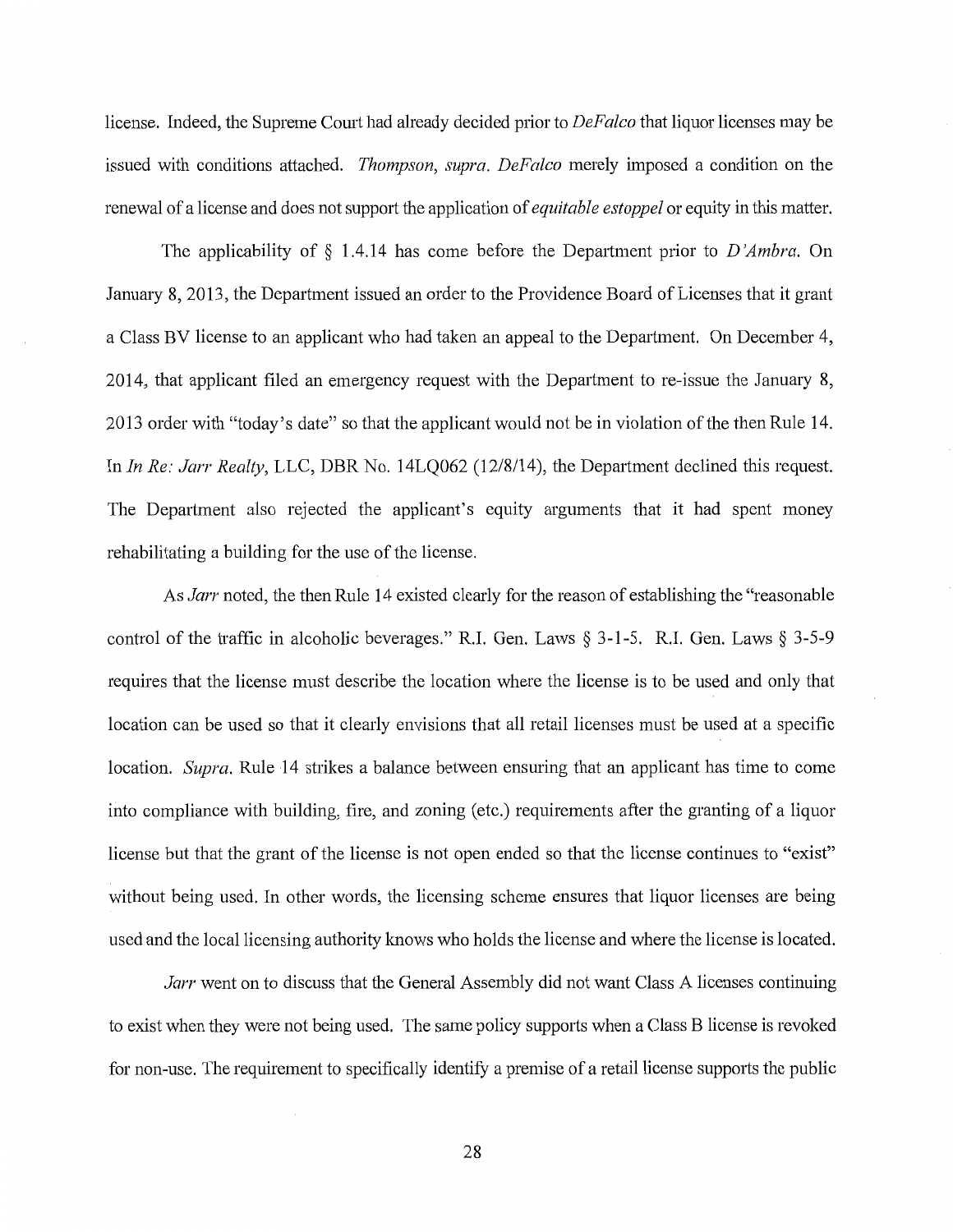license. Indeed, the Supreme Court had already decided prior to *DeFalco* that liquor licenses may be issued with conditions attached. *Thompson, supra*. *DeFalco* merely imposed a condition on the renewal of a license and does not support the application of *equitable estoppel* or equity in this matter.

The applicability of § 1.4.14 has come before the Department prior to *D'Ambra*. On January 8, 2013, the Department issued an order to the Providence Board of Licenses that it grant a Class BV license to an applicant who had taken an appeal to the Department. On December 4, 2014, that applicant filed an emergency request with the Department to re-issue the January 8, 2013 order with "today's date" so that the applicant would not be in violation of the then Rule 14. In *In Re: Jarr Realty*, LLC, DBR No. 14LQ062 (12/8/14), the Department declined this request. The Department also rejected the applicant's equity arguments that it had spent money rehabilitating a building for the use of the license.

As *Jarr* noted, the then Rule 14 existed clearly for the reason of establishing the "reasonable control of the traffic in alcoholic beverages." R.I. Gen. Laws § 3-1-5. R.I. Gen. Laws § 3-5-9 requires that the license must describe the location where the license is to be used and only that location can be used so that it clearly envisions that all retail licenses must be used at a specific location. *Supra*. Rule 14 strikes a balance between ensuring that an applicant has time to come into compliance with building, fire, and zoning (etc.) requirements after the granting of a liquor license but that the grant of the license is not open ended so that the license continues to "exist" without being used. In other words, the licensing scheme ensures that liquor licenses are being used and the local licensing authority knows who holds the license and where the license is located.

*Jarr* went on to discuss that the General Assembly did not want Class A licenses continuing to exist when they were not being used. The same policy supports when a Class B license is revoked for non-use. The requirement to specifically identify a premise of a retail license supports the public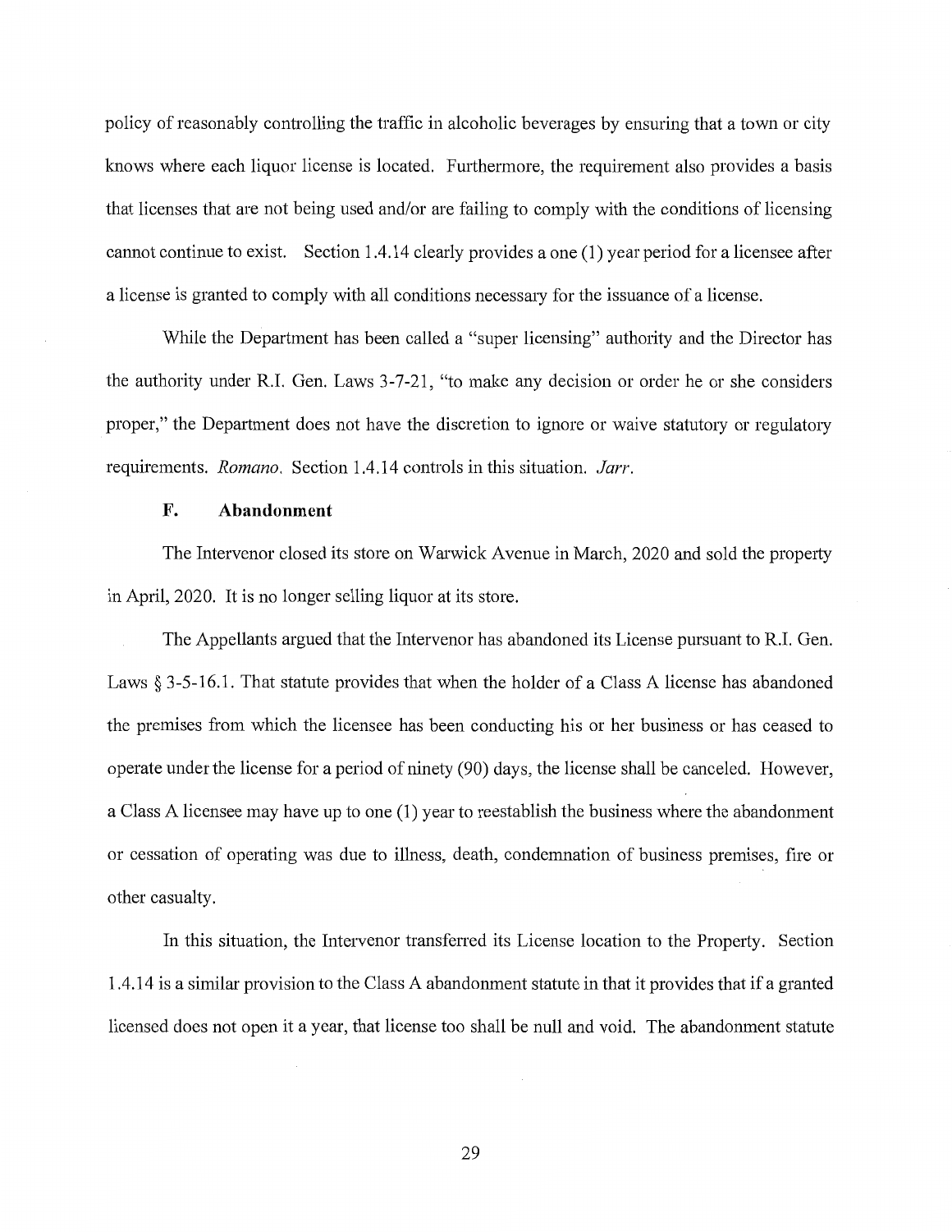policy of reasonably controlling the traffic in alcoholic beverages by ensuring that a town or city knows where each liquor license is located. Furthermore, the requirement also provides a basis that licenses that are not being used and/or are failing to comply with the conditions of licensing cannot continue to exist. Section 1.4.14 clearly provides a one (1) year period for a licensee after a license is granted to comply with all conditions necessary for the issuance of a license.

While the Department has been called a "super licensing" authority and the Director has the authority under R.I. Gen. Laws 3-7-21, "to make any decision or order he or she considers proper," the Department does not have the discretion to ignore or waive statutory or regulatory requirements. *Romano*. Section 1.4.14 controls in this situation. *Jarr*.

### F. Abandonment

The Intervenor closed its store on Warwick Avenue in March, 2020 and sold the property in April, 2020. It is no longer selling liquor at its store.

The Appellants argued that the Intervenor has abandoned its License pursuant to R.I. Gen. Laws § 3-5-16.1. That statute provides that when the holder of a Class A license has abandoned the premises from which the licensee has been conducting his or her business or has ceased to operate under the license for a period of ninety (90) days, the license shall be canceled. However, a Class A licensee may have up to one (1) year to reestablish the business where the abandonment or cessation of operating was due to illness, death, condemnation of business premises, fire or other casualty.

In this situation, the Intervenor transferred its License location to the Property. Section 1.4.14 is a similar provision to the Class A abandonment statute in that it provides that if a granted licensed does not open it a year, that license too shall be null and void. The abandonment statute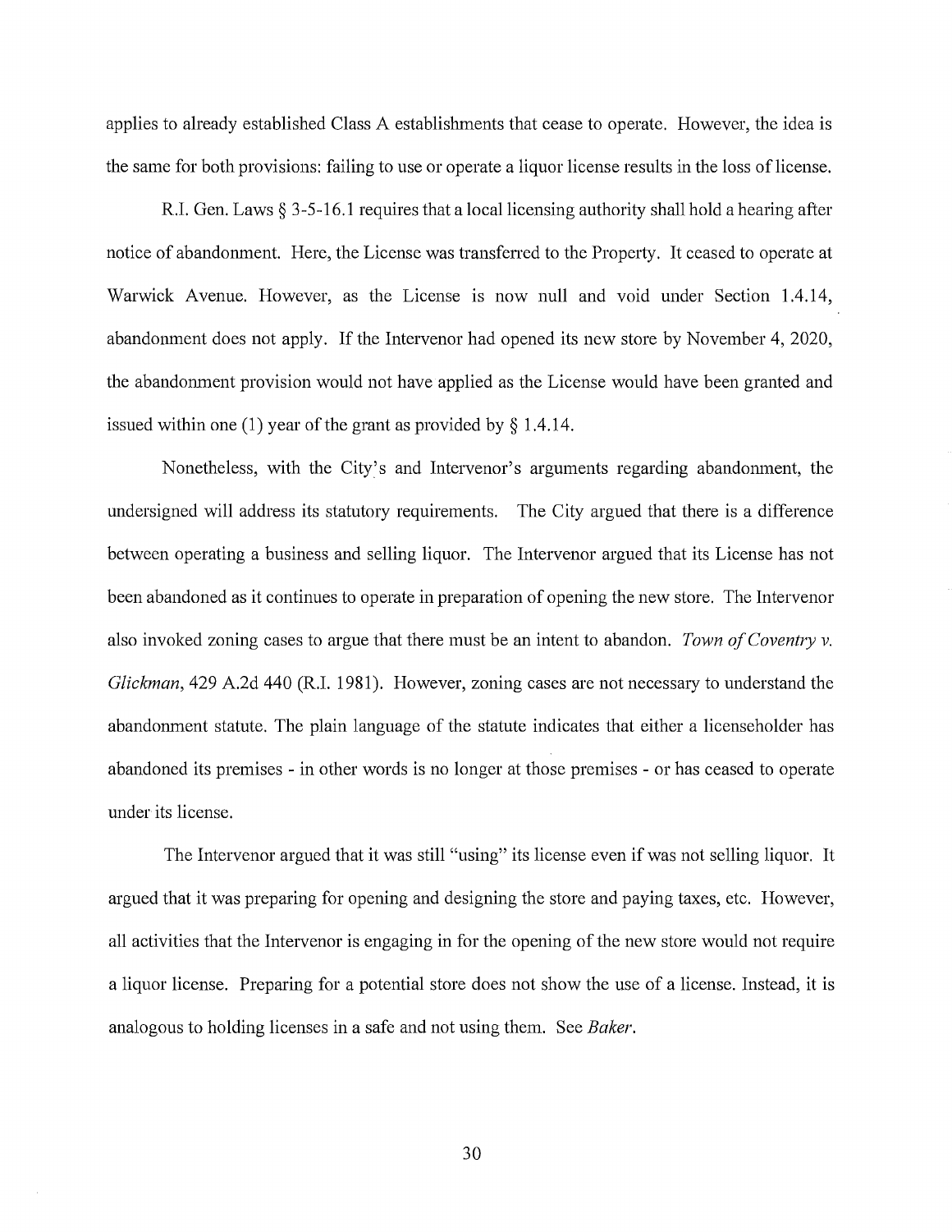applies to already established Class A establishments that cease to operate. However, the idea is the same for both provisions: failing to use or operate a liquor license results in the loss of license.

R.I. Gen. Laws § 3-5-16.1 requires that a local licensing authority shall hold a hearing after notice of abandonment. Here, the License was transferred to the Property. It ceased to operate at Warwick Avenue. However, as the License is now null and void under Section 1.4.14, abandonment does not apply. If the Intervenor had opened its new store by November 4, 2020, the abandonment provision would not have applied as the License would have been granted and issued within one (1) year of the grant as provided by § 1.4.14.

Nonetheless, with the City's and Intervenor's arguments regarding abandonment, the undersigned will address its statutory requirements. The City argued that there is a difference between operating a business and selling liquor. The Intervenor argued that its License has not been abandoned as it continues to operate in preparation of opening the new store. The Intervenor also invoked zoning cases to argue that there must be an intent to abandon. *Town of Coventry v. Glickman*, 429 A.2d 440 (R.I. 1981). However, zoning cases are not necessary to understand the abandonment statute. The plain language of the statute indicates that either a licenseholder has abandoned its premises - in other words is no longer at those premises - or has ceased to operate under its license.

The Intervenor argued that it was still "using" its license even if was not selling liquor. It argued that it was preparing for opening and designing the store and paying taxes, etc. However, all activities that the Intervenor is engaging in for the opening of the new store would not require a liquor license. Preparing for a potential store does not show the use of a license. Instead, it is analogous to holding licenses in a safe and not using them. See *Baker*.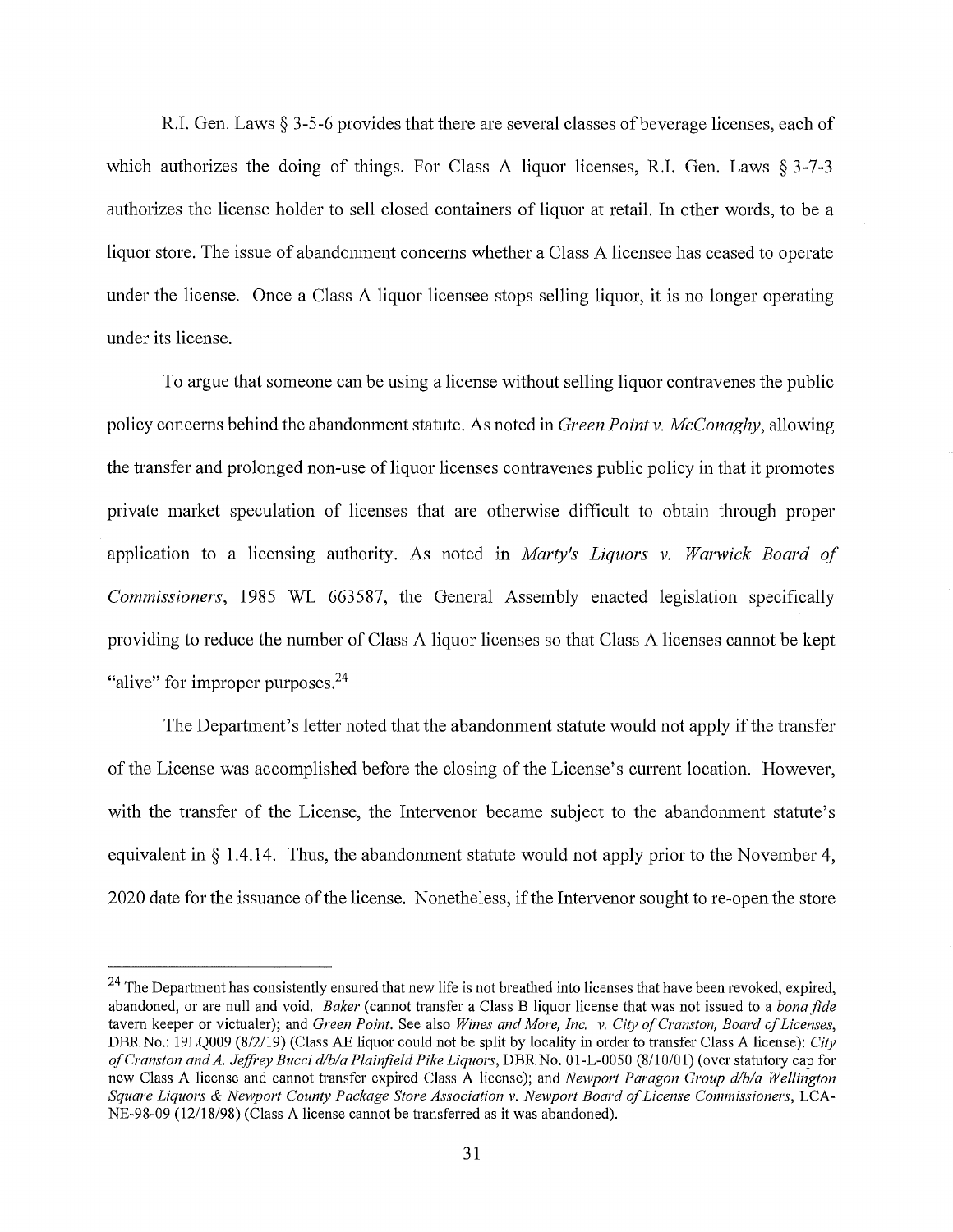R.I. Gen. Laws § 3-5-6 provides that there are several classes of beverage licenses, each of which authorizes the doing of things. For Class A liquor licenses, R.I. Gen. Laws § 3-7-3 authorizes the license holder to sell closed containers of liquor at retail. In other words, to be a liquor store. The issue of abandonment concerns whether a Class A licensee has ceased to operate under the license. Once a Class A liquor licensee stops selling liquor, it is no longer operating under its license.

To argue that someone can be using a license without selling liquor contravenes the public policy concerns behind the abandonment statute. As noted in *Green Point v. McConaghy*, allowing the transfer and prolonged non-use of liquor licenses contravenes public policy in that it promotes private market speculation of licenses that are otherwise difficult to obtain through proper application to a licensing authority. As noted in *Marty's Liquors v. Warwick Board of Commissioners*, 1985 WL 663587, the General Assembly enacted legislation specifically providing to reduce the number of Class A liquor licenses so that Class A licenses cannot be kept "alive" for improper purposes.[24]

The Department's letter noted that the abandonment statute would not apply if the transfer of the License was accomplished before the closing of the License's current location. However, with the transfer of the License, the Intervenor became subject to the abandonment statute's equivalent in § 1.4.14. Thus, the abandonment statute would not apply prior to the November 4, 2020 date for the issuance of the license. Nonetheless, if the Intervenor sought to re-open the store

---

[24] The Department has consistently ensured that new life is not breathed into licenses that have been revoked, expired, abandoned, or are null and void. *Baker* (cannot transfer a Class B liquor license that was not issued to a *bona fide* tavern keeper or victualer); and *Green Point*. See also *Wines and More, Inc. v. City of Cranston, Board of Licenses*, DBR No.: 19LQ009 (8/2/19) (Class AE liquor could not be split by locality in order to transfer Class A license); *City of Cranston and A. Jeffrey Bucci d/b/a Plainfield Pike Liquors*, DBR No. 01-L-0050 (8/10/01) (over statutory cap for new Class A license and cannot transfer expired Class A license); and *Newport Paragon Group d/b/a Wellington Square Liquors & Newport County Package Store Association v. Newport Board of License Commissioners*, LCA-NE-98-09 (12/18/98) (Class A license cannot be transferred as it was abandoned).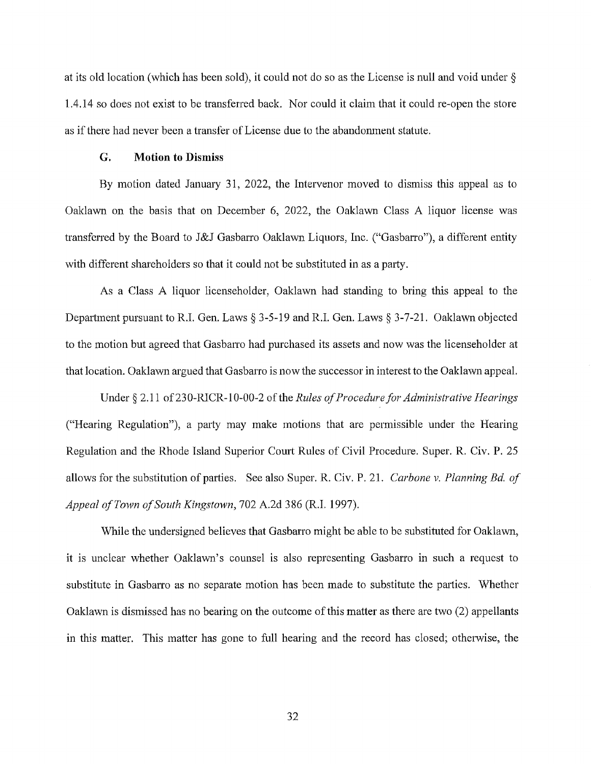at its old location (which has been sold), it could not do so as the License is null and void under § 1.4.14 so does not exist to be transferred back. Nor could it claim that it could re-open the store as if there had never been a transfer of License due to the abandonment statute.

### G. Motion to Dismiss

By motion dated January 31, 2022, the Intervenor moved to dismiss this appeal as to Oaklawn on the basis that on December 6, 2022, the Oaklawn Class A liquor license was transferred by the Board to J&J Gasbarro Oaklawn Liquors, Inc. ("Gasbarro"), a different entity with different shareholders so that it could not be substituted in as a party.

As a Class A liquor licenseholder, Oaklawn had standing to bring this appeal to the Department pursuant to R.I. Gen. Laws § 3-5-19 and R.I. Gen. Laws § 3-7-21. Oaklawn objected to the motion but agreed that Gasbarro had purchased its assets and now was the licenseholder at that location. Oaklawn argued that Gasbarro is now the successor in interest to the Oaklawn appeal.

Under § 2.11 of 230-RICR-10-00-2 of the *Rules of Procedure for Administrative Hearings* ("Hearing Regulation"), a party may make motions that are permissible under the Hearing Regulation and the Rhode Island Superior Court Rules of Civil Procedure. Super. R. Civ. P. 25 allows for the substitution of parties. See also Super. R. Civ. P. 21. *Carbone v. Planning Bd. of Appeal of Town of South Kingstown*, 702 A.2d 386 (R.I. 1997).

While the undersigned believes that Gasbarro might be able to be substituted for Oaklawn, it is unclear whether Oaklawn's counsel is also representing Gasbarro in such a request to substitute in Gasbarro as no separate motion has been made to substitute the parties. Whether Oaklawn is dismissed has no bearing on the outcome of this matter as there are two (2) appellants in this matter. This matter has gone to full hearing and the record has closed; otherwise, the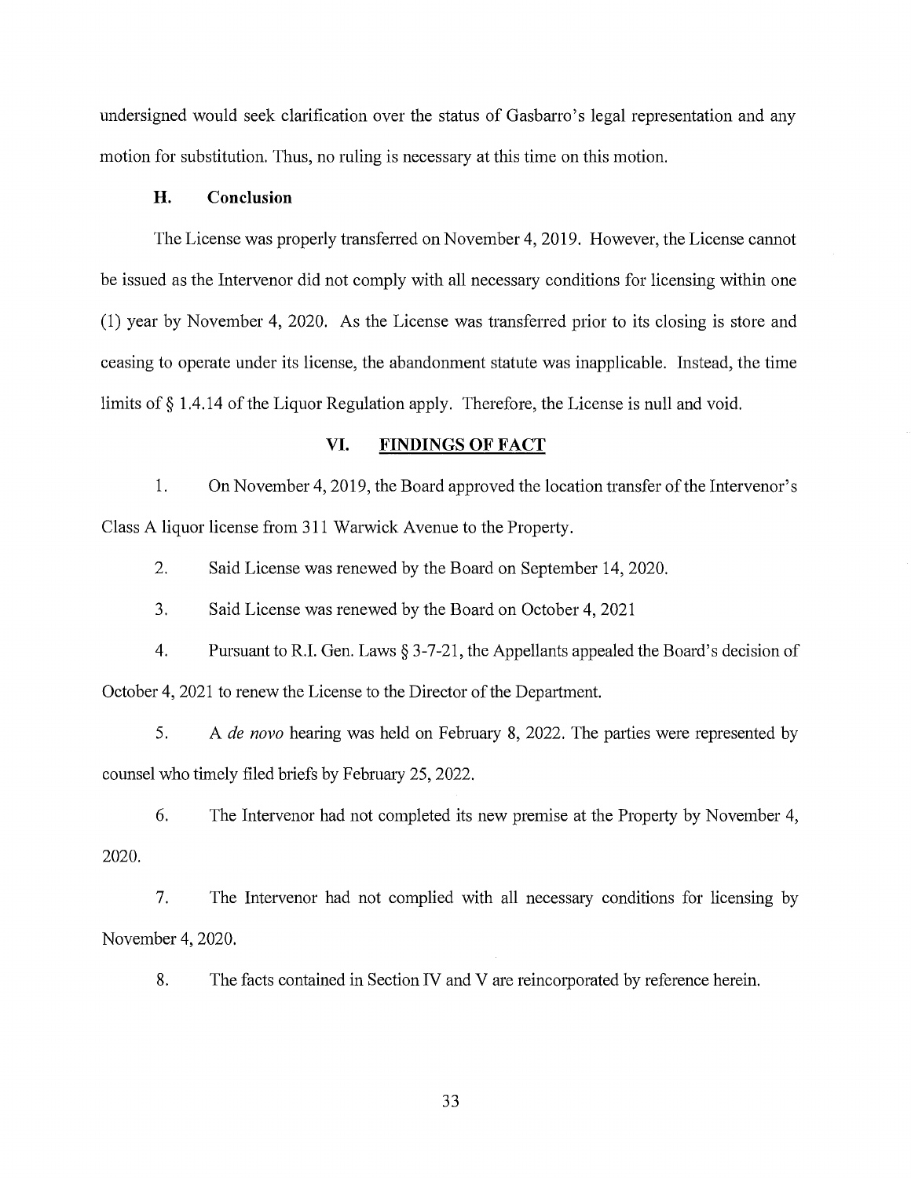undersigned would seek clarification over the status of Gasbarro's legal representation and any motion for substitution. Thus, no ruling is necessary at this time on this motion.

### H. Conclusion

The License was properly transferred on November 4, 2019. However, the License cannot be issued as the Intervenor did not comply with all necessary conditions for licensing within one (1) year by November 4, 2020. As the License was transferred prior to its closing is store and ceasing to operate under its license, the abandonment statute was inapplicable. Instead, the time limits of § 1.4.14 of the Liquor Regulation apply. Therefore, the License is null and void.

## VI. FINDINGS OF FACT

1. On November 4, 2019, the Board approved the location transfer of the Intervenor's Class A liquor license from 311 Warwick Avenue to the Property.

2. Said License was renewed by the Board on September 14, 2020.

3. Said License was renewed by the Board on October 4, 2021

4. Pursuant to R.I. Gen. Laws § 3-7-21, the Appellants appealed the Board's decision of October 4, 2021 to renew the License to the Director of the Department.

5. A *de novo* hearing was held on February 8, 2022. The parties were represented by counsel who timely filed briefs by February 25, 2022.

6. The Intervenor had not completed its new premise at the Property by November 4, 2020.

7. The Intervenor had not complied with all necessary conditions for licensing by November 4, 2020.

8. The facts contained in Section IV and V are reincorporated by reference herein.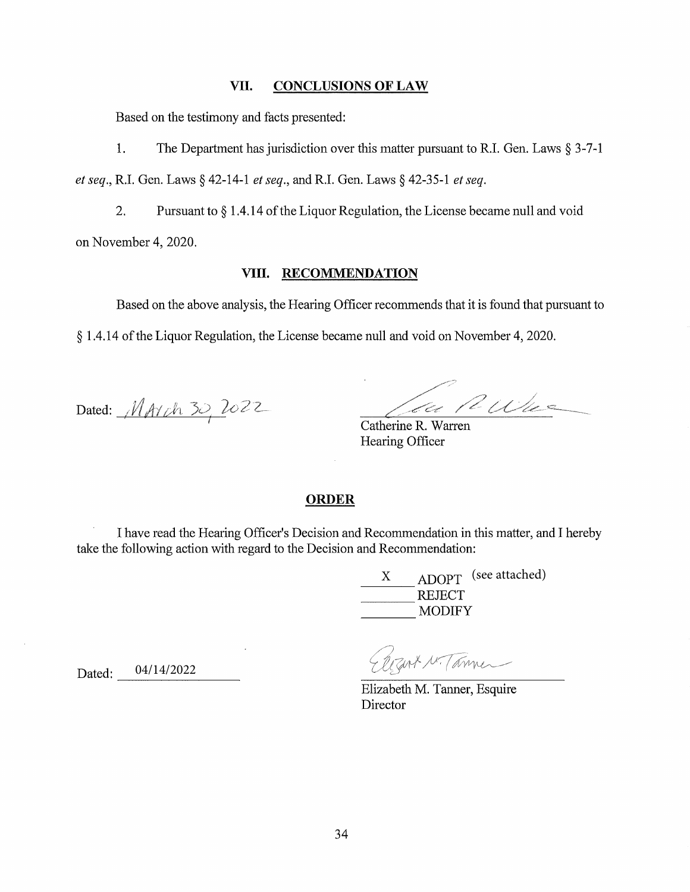## VII. CONCLUSIONS OF LAW

Based on the testimony and facts presented:

1. The Department has jurisdiction over this matter pursuant to R.I. Gen. Laws § 3-7-1 *et seq*., R.I. Gen. Laws § 42-14-1 *et seq*., and R.I. Gen. Laws § 42-35-1 *et seq*.

2. Pursuant to § 1.4.14 of the Liquor Regulation, the License became null and void on November 4, 2020.

## VIII. RECOMMENDATION

Based on the above analysis, the Hearing Officer recommends that it is found that pursuant to § 1.4.14 of the Liquor Regulation, the License became null and void on November 4, 2020.

Dated: March 30, 2022

Catherine R. Warren
Hearing Officer

## ORDER

I have read the Hearing Officer's Decision and Recommendation in this matter, and I hereby take the following action with regard to the Decision and Recommendation:

\_\_X\_\_ ADOPT (see attached)
\_\_\_\_\_ REJECT
\_\_\_\_\_ MODIFY

Dated: 04/14/2022

Elizabeth M. Tanner, Esquire
Director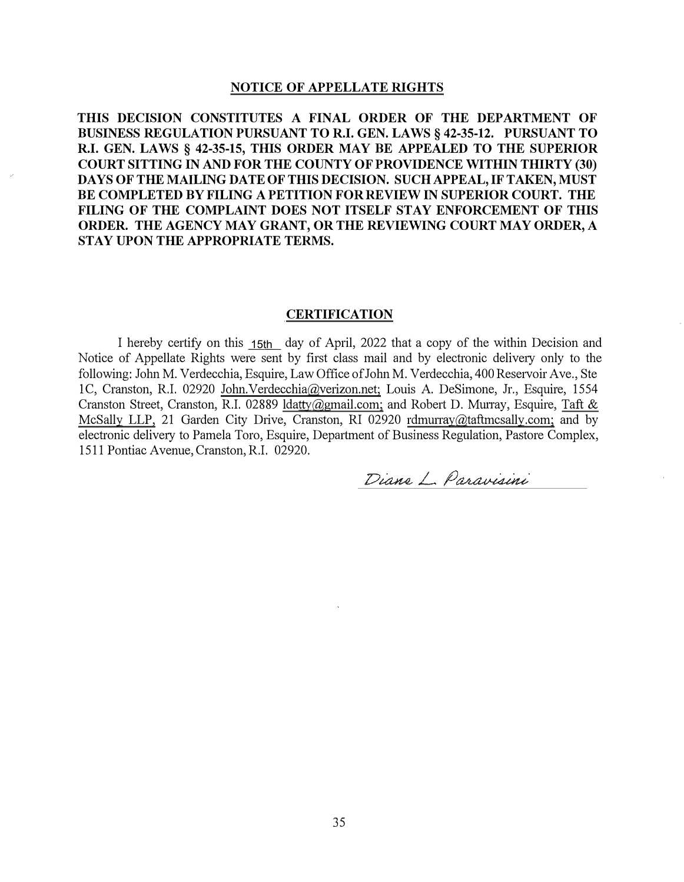## NOTICE OF APPELLATE RIGHTS

**THIS DECISION CONSTITUTES A FINAL ORDER OF THE DEPARTMENT OF BUSINESS REGULATION PURSUANT TO R.I. GEN. LAWS § 42-35-12. PURSUANT TO R.I. GEN. LAWS § 42-35-15, THIS ORDER MAY BE APPEALED TO THE SUPERIOR COURT SITTING IN AND FOR THE COUNTY OF PROVIDENCE WITHIN THIRTY (30) DAYS OF THE MAILING DATE OF THIS DECISION. SUCH APPEAL, IF TAKEN, MUST BE COMPLETED BY FILING A PETITION FOR REVIEW IN SUPERIOR COURT. THE FILING OF THE COMPLAINT DOES NOT ITSELF STAY ENFORCEMENT OF THIS ORDER. THE AGENCY MAY GRANT, OR THE REVIEWING COURT MAY ORDER, A STAY UPON THE APPROPRIATE TERMS.**

## CERTIFICATION

I hereby certify on this 15th day of April, 2022 that a copy of the within Decision and Notice of Appellate Rights were sent by first class mail and by electronic delivery only to the following: John M. Verdecchia, Esquire, Law Office of John M. Verdecchia, 400 Reservoir Ave., Ste 1C, Cranston, R.I. 02920 John.Verdecchia@verizon.net; Louis A. DeSimone, Jr., Esquire, 1554 Cranston Street, Cranston, R.I. 02889 ldatty@gmail.com; and Robert D. Murray, Esquire, Taft & McSally LLP, 21 Garden City Drive, Cranston, RI 02920 rdmurray@taftmcsally.com; and by electronic delivery to Pamela Toro, Esquire, Department of Business Regulation, Pastore Complex, 1511 Pontiac Avenue, Cranston, R.I. 02920.

Diane L. Paravisini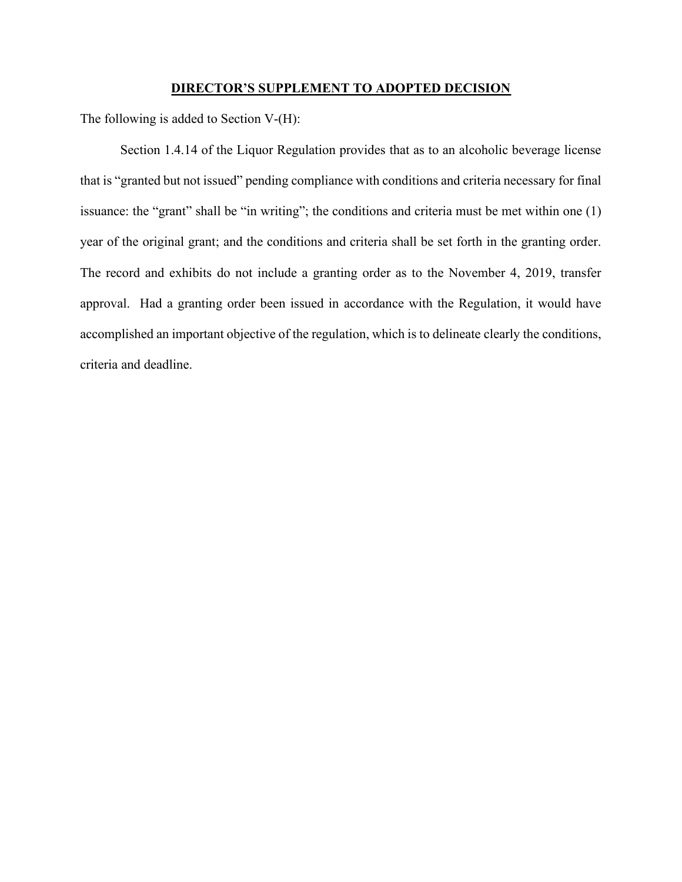## DIRECTOR'S SUPPLEMENT TO ADOPTED DECISION

The following is added to Section V-(H):

Section 1.4.14 of the Liquor Regulation provides that as to an alcoholic beverage license that is "granted but not issued" pending compliance with conditions and criteria necessary for final issuance: the "grant" shall be "in writing"; the conditions and criteria must be met within one (1) year of the original grant; and the conditions and criteria shall be set forth in the granting order. The record and exhibits do not include a granting order as to the November 4, 2019, transfer approval. Had a granting order been issued in accordance with the Regulation, it would have accomplished an important objective of the regulation, which is to delineate clearly the conditions, criteria and deadline.